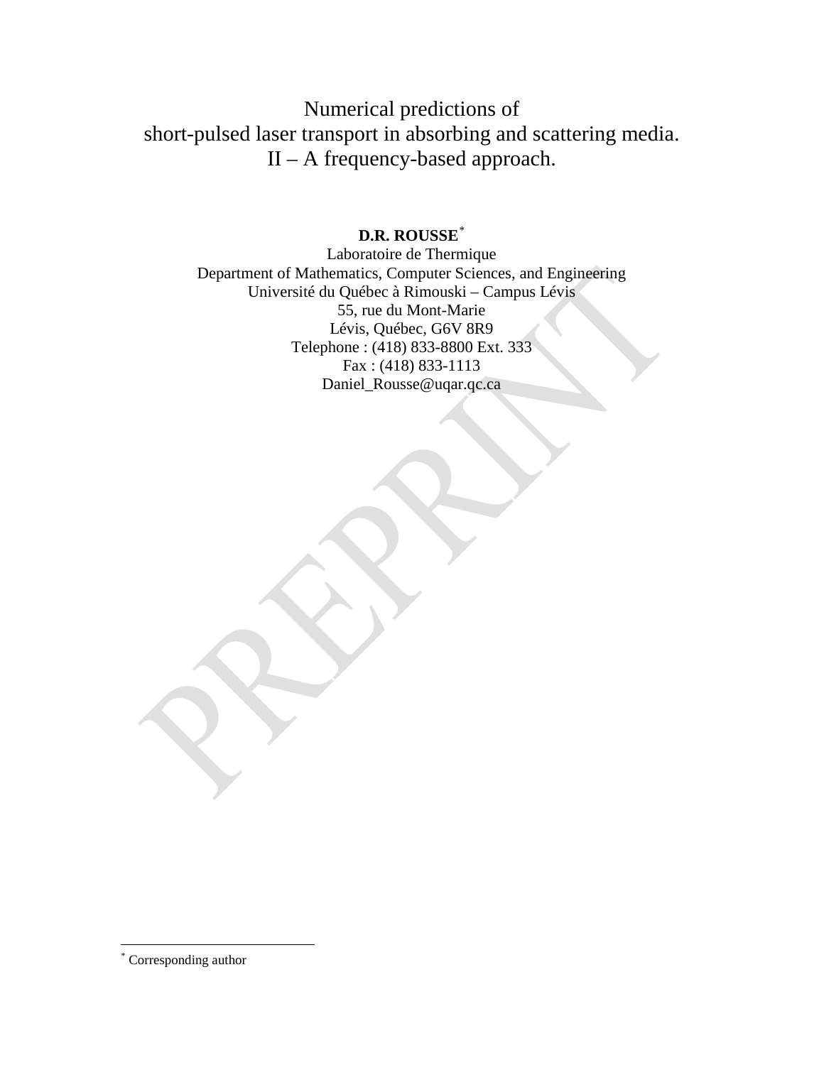# Numerical predictions of short-pulsed laser transport in absorbing and scattering media. II – A frequency-based approach.

**D.R. ROUSSE** [*]

Laboratoire de Thermique
Department of Mathematics, Computer Sciences, and Engineering
Université du Québec à Rimouski – Campus Lévis
55, rue du Mont-Marie
Lévis, Québec, G6V 8R9
Telephone : (418) 833-8800 Ext. 333
Fax : (418) 833-1113
Daniel_Rousse@uqar.qc.ca

---

[*] Corresponding author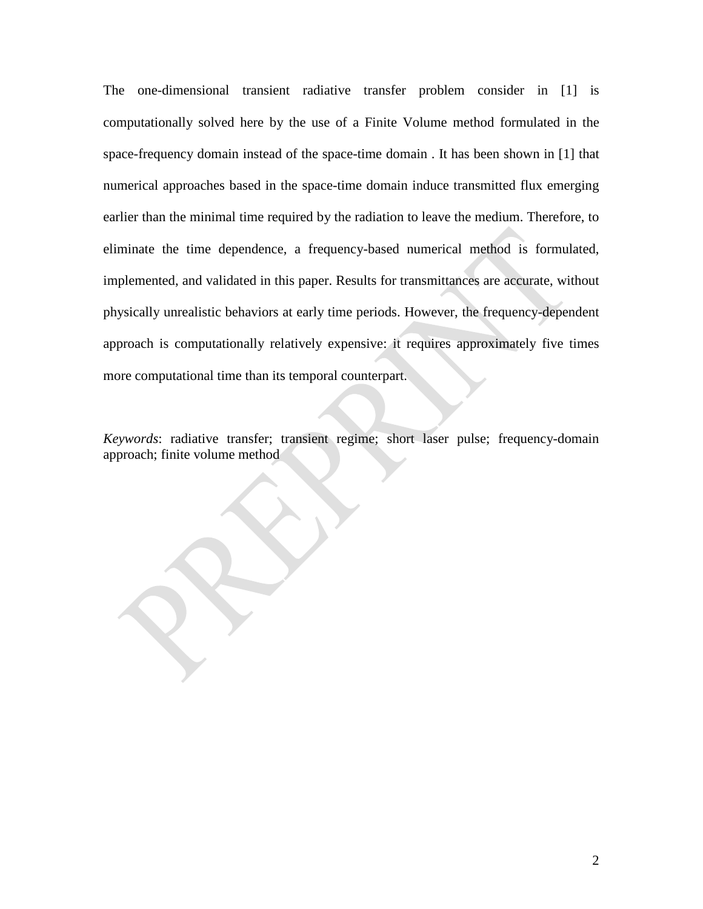The one-dimensional transient radiative transfer problem consider in [1] is computationally solved here by the use of a Finite Volume method formulated in the space-frequency domain instead of the space-time domain . It has been shown in [1] that numerical approaches based in the space-time domain induce transmitted flux emerging earlier than the minimal time required by the radiation to leave the medium. Therefore, to eliminate the time dependence, a frequency-based numerical method is formulated, implemented, and validated in this paper. Results for transmittances are accurate, without physically unrealistic behaviors at early time periods. However, the frequency-dependent approach is computationally relatively expensive: it requires approximately five times more computational time than its temporal counterpart.

*Keywords*: radiative transfer; transient regime; short laser pulse; frequency-domain approach; finite volume method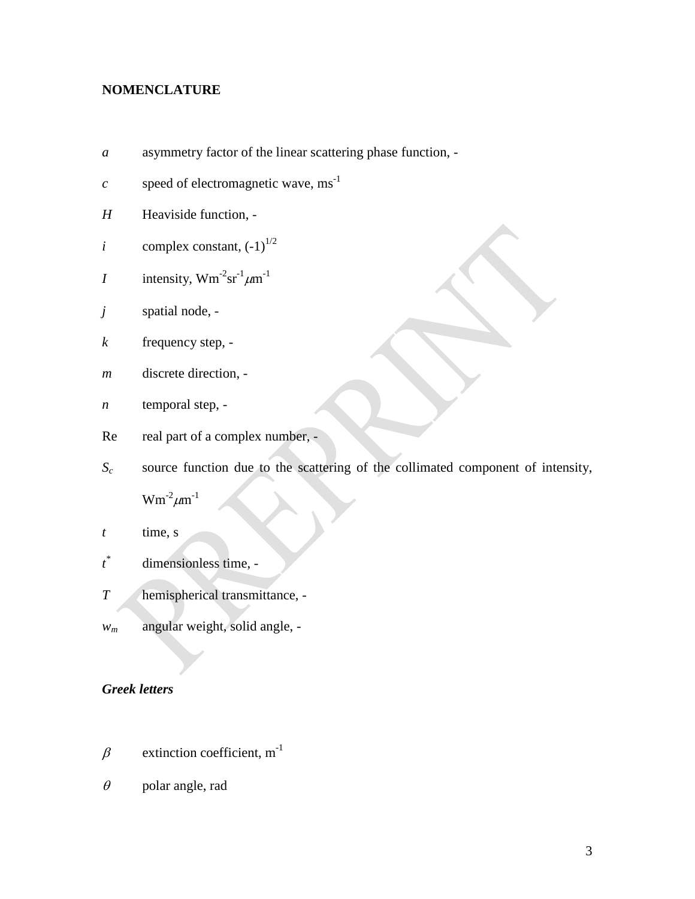**NOMENCLATURE**

$a$ asymmetry factor of the linear scattering phase function, -

$c$ speed of electromagnetic wave, $ms^{-1}$

$H$ Heaviside function, -

$i$ complex constant, $(-1)^{1/2}$

$I$ intensity, $Wm^{-2}sr^{-1}\mu m^{-1}$

$j$ spatial node, -

$k$ frequency step, -

$m$ discrete direction, -

$n$ temporal step, -

Re real part of a complex number, -

$S_c$ source function due to the scattering of the collimated component of intensity, $Wm^{-2}\mu m^{-1}$

$t$ time, s

$t^*$ dimensionless time, -

$T$ hemispherical transmittance, -

$w_m$ angular weight, solid angle, -

***Greek letters***

$\beta$ extinction coefficient, $m^{-1}$

$\theta$ polar angle, rad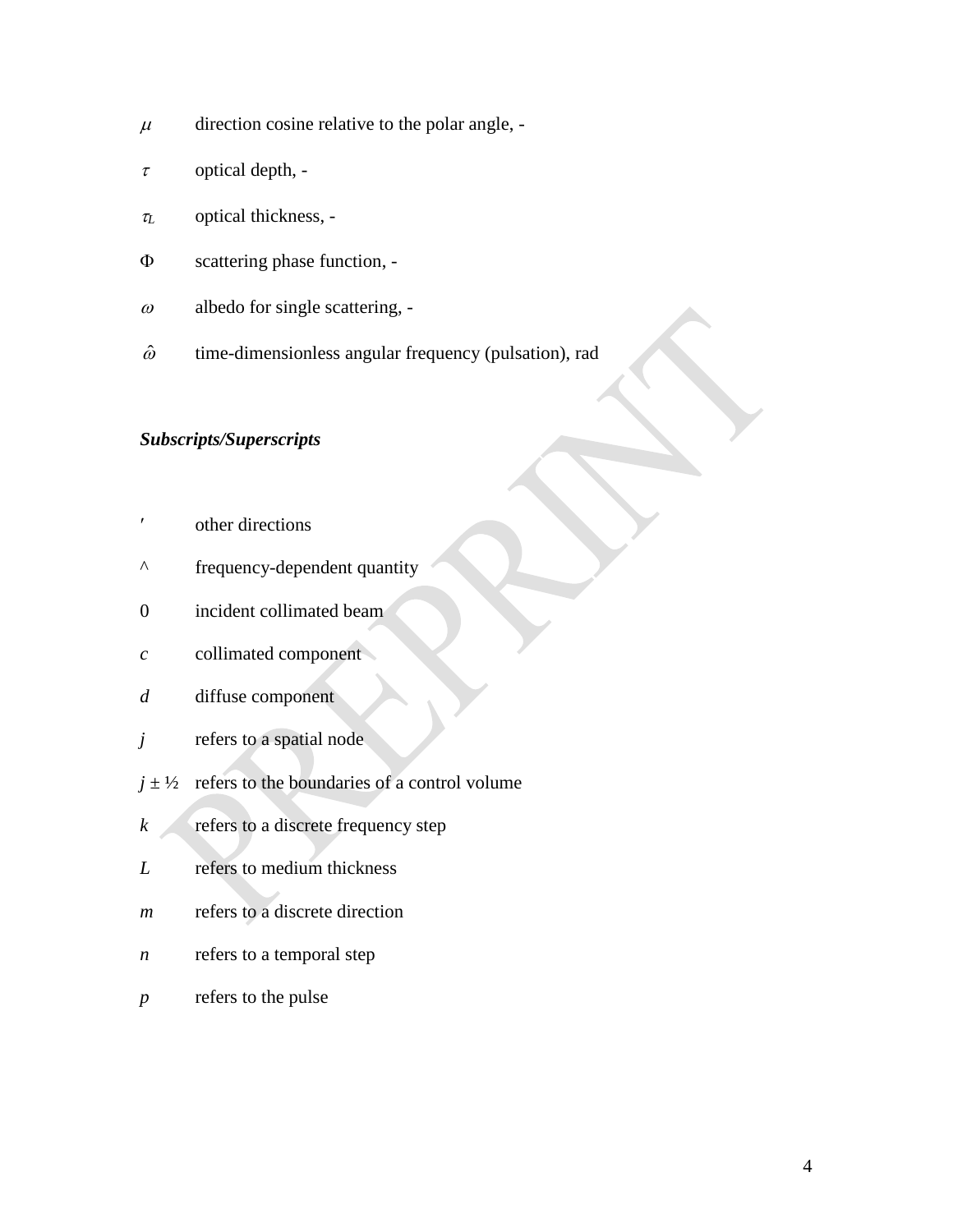$\mu$ direction cosine relative to the polar angle, -

$\tau$ optical depth, -

$\tau_L$ optical thickness, -

$\Phi$ scattering phase function, -

$\omega$ albedo for single scattering, -

$\hat{\omega}$ time-dimensionless angular frequency (pulsation), rad

***Subscripts/Superscripts***

$'$ other directions

$\wedge$ frequency-dependent quantity

$0$ incident collimated beam

$c$ collimated component

$d$ diffuse component

$j$ refers to a spatial node

$j \pm ½$ refers to the boundaries of a control volume

$k$ refers to a discrete frequency step

$L$ refers to medium thickness

$m$ refers to a discrete direction

$n$ refers to a temporal step

$p$ refers to the pulse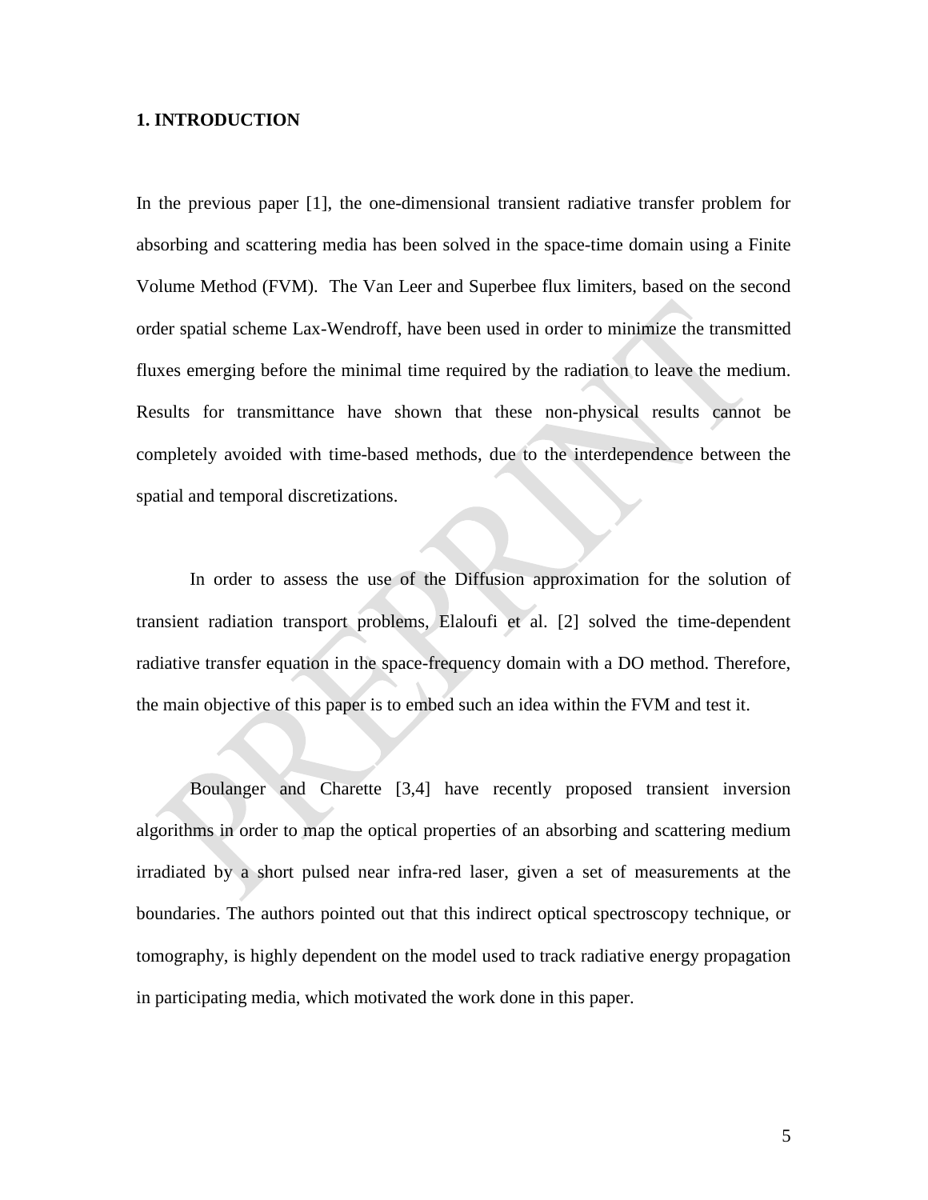## 1. INTRODUCTION

In the previous paper [1], the one-dimensional transient radiative transfer problem for absorbing and scattering media has been solved in the space-time domain using a Finite Volume Method (FVM). The Van Leer and Superbee flux limiters, based on the second order spatial scheme Lax-Wendroff, have been used in order to minimize the transmitted fluxes emerging before the minimal time required by the radiation to leave the medium. Results for transmittance have shown that these non-physical results cannot be completely avoided with time-based methods, due to the interdependence between the spatial and temporal discretizations.

In order to assess the use of the Diffusion approximation for the solution of transient radiation transport problems, Elaloufi et al. [2] solved the time-dependent radiative transfer equation in the space-frequency domain with a DO method. Therefore, the main objective of this paper is to embed such an idea within the FVM and test it.

Boulanger and Charette [3,4] have recently proposed transient inversion algorithms in order to map the optical properties of an absorbing and scattering medium irradiated by a short pulsed near infra-red laser, given a set of measurements at the boundaries. The authors pointed out that this indirect optical spectroscopy technique, or tomography, is highly dependent on the model used to track radiative energy propagation in participating media, which motivated the work done in this paper.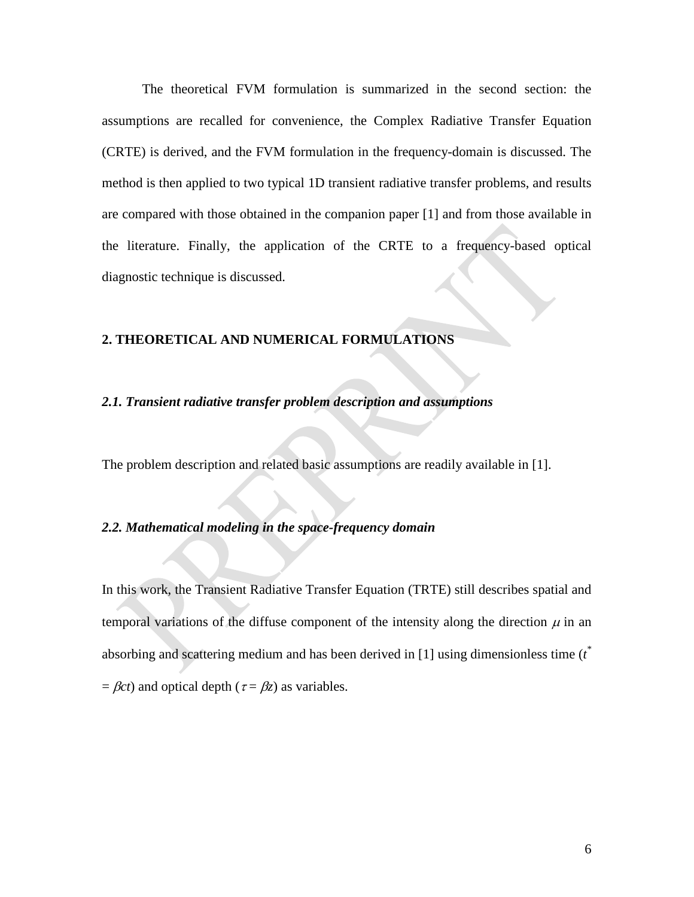The theoretical FVM formulation is summarized in the second section: the assumptions are recalled for convenience, the Complex Radiative Transfer Equation (CRTE) is derived, and the FVM formulation in the frequency-domain is discussed. The method is then applied to two typical 1D transient radiative transfer problems, and results are compared with those obtained in the companion paper [1] and from those available in the literature. Finally, the application of the CRTE to a frequency-based optical diagnostic technique is discussed.

## 2. THEORETICAL AND NUMERICAL FORMULATIONS

### *2.1. Transient radiative transfer problem description and assumptions*

The problem description and related basic assumptions are readily available in [1].

### *2.2. Mathematical modeling in the space-frequency domain*

In this work, the Transient Radiative Transfer Equation (TRTE) still describes spatial and temporal variations of the diffuse component of the intensity along the direction $\mu$ in an absorbing and scattering medium and has been derived in [1] using dimensionless time ($t^* = \beta ct$) and optical depth ($\tau = \beta z$) as variables.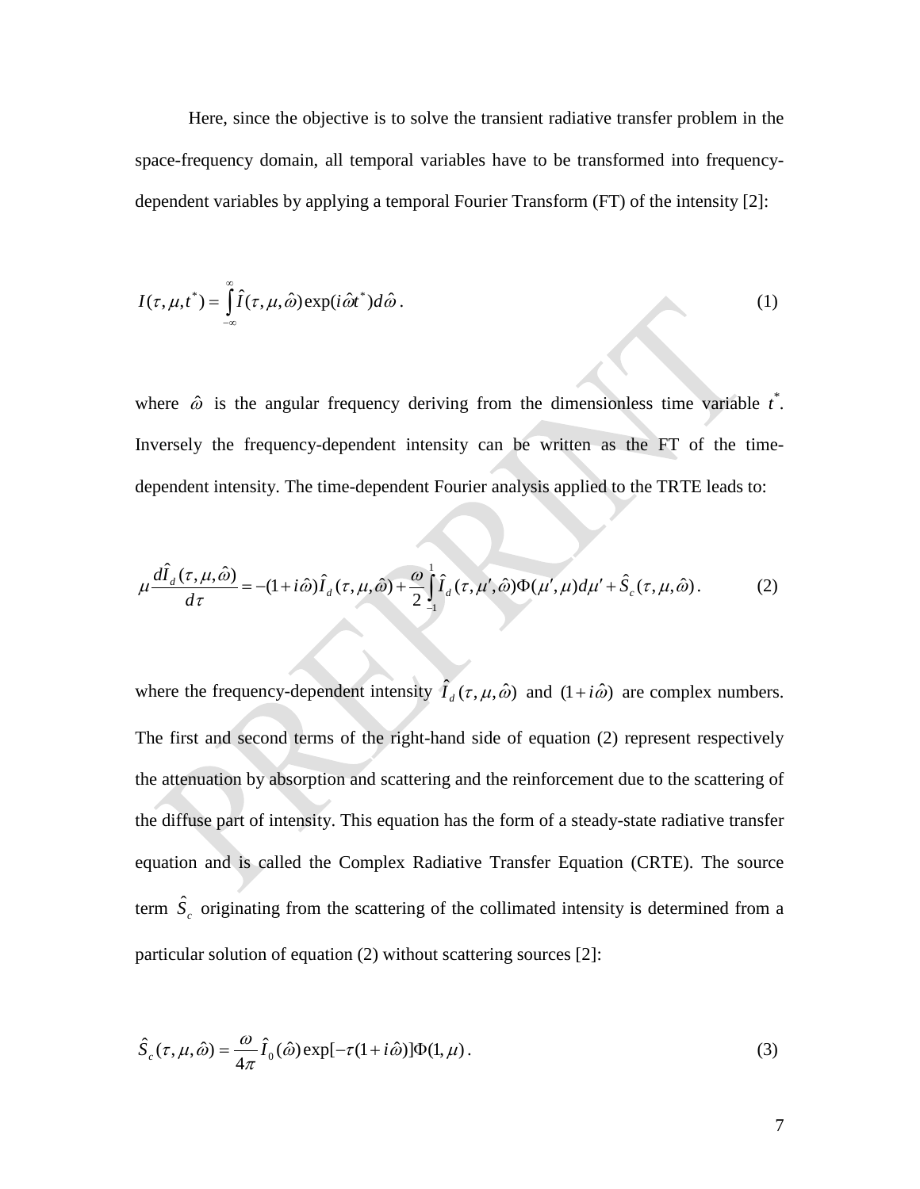Here, since the objective is to solve the transient radiative transfer problem in the space-frequency domain, all temporal variables have to be transformed into frequency-dependent variables by applying a temporal Fourier Transform (FT) of the intensity [2]:

$$I(\tau,\mu,t^*) = \int_{-\infty}^{\infty} \hat{I}(\tau,\mu,\hat{\omega}) \exp(i\hat{\omega}t^*) d\hat{\omega} . \tag{1}$$

where $\hat{\omega}$ is the angular frequency deriving from the dimensionless time variable $t^*$. Inversely the frequency-dependent intensity can be written as the FT of the time-dependent intensity. The time-dependent Fourier analysis applied to the TRTE leads to:

$$\mu \frac{d\hat{I}_d(\tau,\mu,\hat{\omega})}{d\tau} = -(1+i\hat{\omega})\hat{I}_d(\tau,\mu,\hat{\omega}) + \frac{\omega}{2}\int_{-1}^{1} \hat{I}_d(\tau,\mu',\hat{\omega})\Phi(\mu',\mu)d\mu' + \hat{S}_c(\tau,\mu,\hat{\omega}) . \tag{2}$$

where the frequency-dependent intensity $\hat{I}_d(\tau,\mu,\hat{\omega})$ and $(1+i\hat{\omega})$ are complex numbers. The first and second terms of the right-hand side of equation (2) represent respectively the attenuation by absorption and scattering and the reinforcement due to the scattering of the diffuse part of intensity. This equation has the form of a steady-state radiative transfer equation and is called the Complex Radiative Transfer Equation (CRTE). The source term $\hat{S}_c$ originating from the scattering of the collimated intensity is determined from a particular solution of equation (2) without scattering sources [2]:

$$\hat{S}_c(\tau,\mu,\hat{\omega}) = \frac{\omega}{4\pi}\hat{I}_0(\hat{\omega}) \exp[-\tau(1+i\hat{\omega})]\Phi(1,\mu) . \tag{3}$$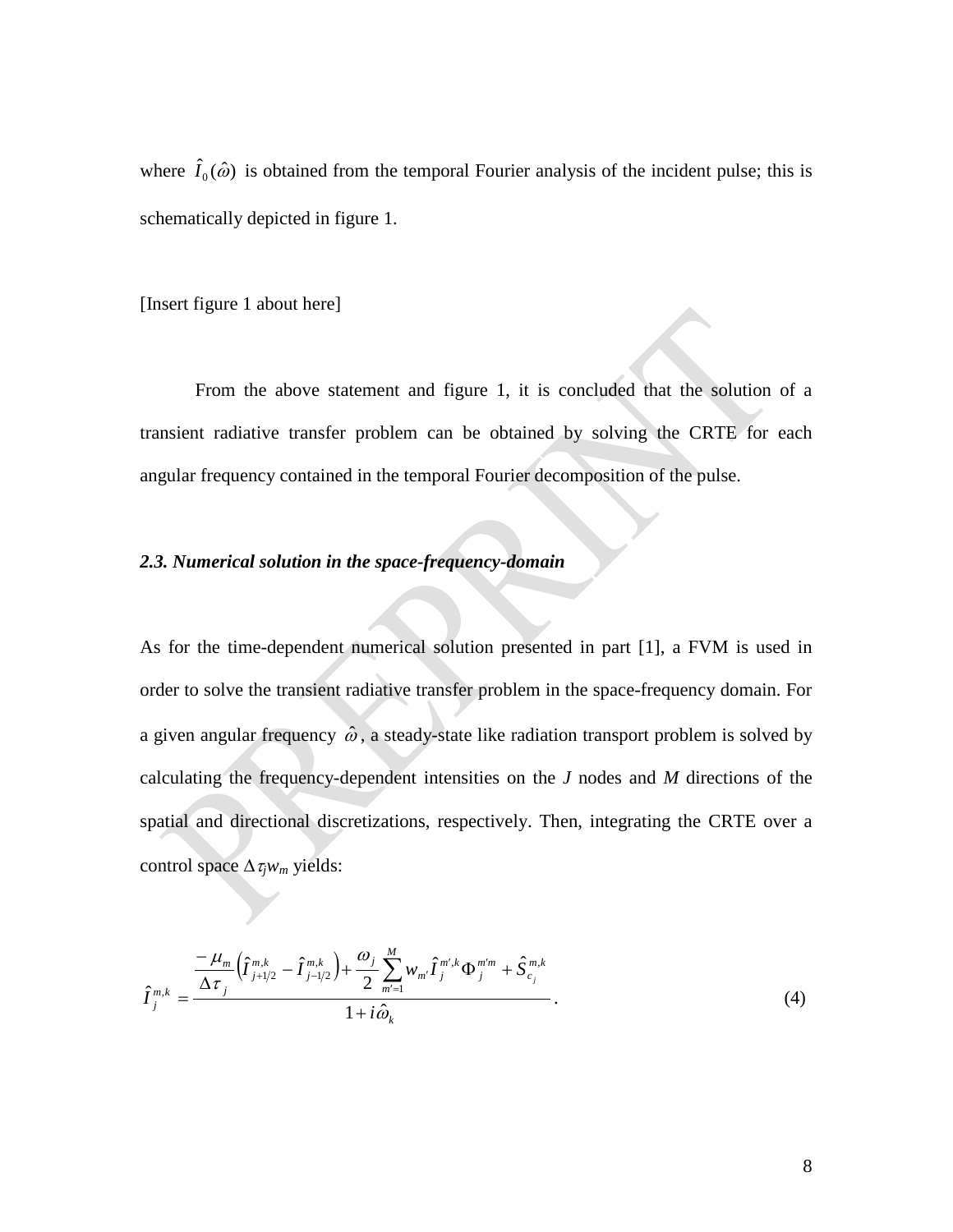where $\hat{I}_0(\hat{\omega})$ is obtained from the temporal Fourier analysis of the incident pulse; this is schematically depicted in figure 1.

[Insert figure 1 about here]

From the above statement and figure 1, it is concluded that the solution of a transient radiative transfer problem can be obtained by solving the CRTE for each angular frequency contained in the temporal Fourier decomposition of the pulse.

### *2.3. Numerical solution in the space-frequency-domain*

As for the time-dependent numerical solution presented in part [1], a FVM is used in order to solve the transient radiative transfer problem in the space-frequency domain. For a given angular frequency $\hat{\omega}$, a steady-state like radiation transport problem is solved by calculating the frequency-dependent intensities on the *J* nodes and *M* directions of the spatial and directional discretizations, respectively. Then, integrating the CRTE over a control space $\Delta\tau_j w_m$ yields:

$$\hat{I}_j^{m,k} = \frac{\dfrac{-\mu_m}{\Delta\tau_j}\left(\hat{I}_{j+1/2}^{m,k} - \hat{I}_{j-1/2}^{m,k}\right) + \dfrac{\omega_j}{2}\sum_{m'=1}^{M} w_{m'}\hat{I}_j^{m',k}\Phi_j^{m'm} + \hat{S}_{c_j}^{m,k}}{1 + i\hat{\omega}_k}. \tag{4}$$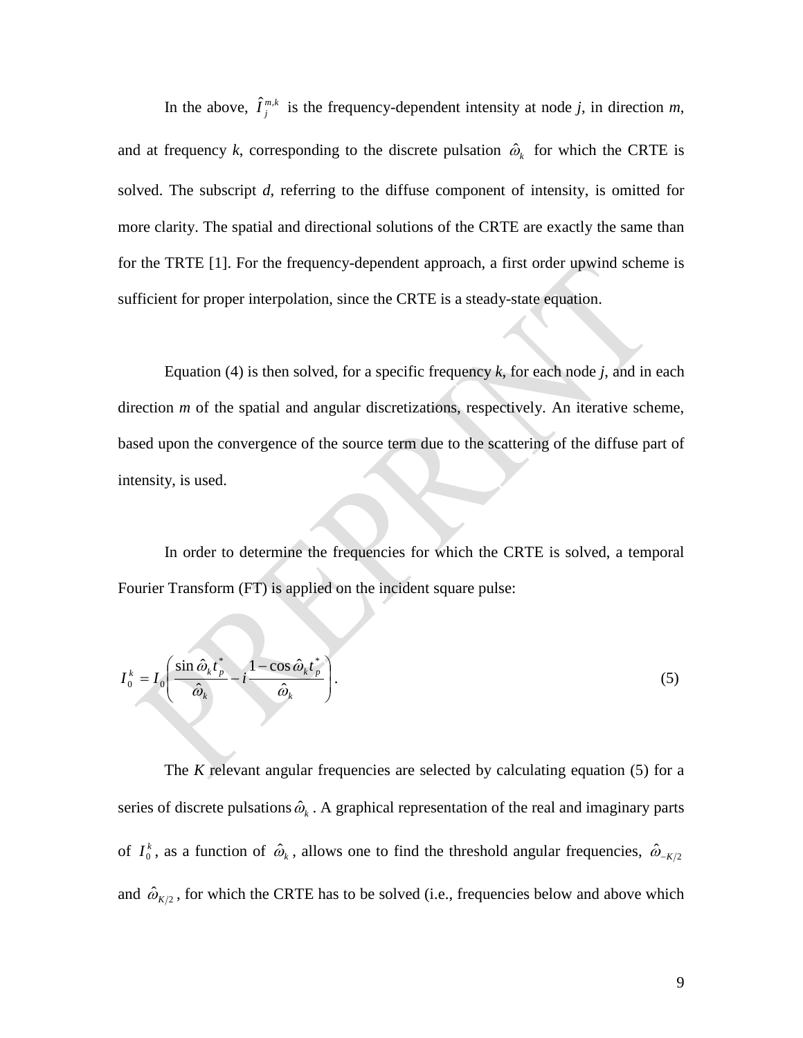In the above, $\hat{I}_j^{m,k}$ is the frequency-dependent intensity at node *j*, in direction *m*, and at frequency *k*, corresponding to the discrete pulsation $\hat{\omega}_k$ for which the CRTE is solved. The subscript *d*, referring to the diffuse component of intensity, is omitted for more clarity. The spatial and directional solutions of the CRTE are exactly the same than for the TRTE [1]. For the frequency-dependent approach, a first order upwind scheme is sufficient for proper interpolation, since the CRTE is a steady-state equation.

Equation (4) is then solved, for a specific frequency *k*, for each node *j*, and in each direction *m* of the spatial and angular discretizations, respectively. An iterative scheme, based upon the convergence of the source term due to the scattering of the diffuse part of intensity, is used.

In order to determine the frequencies for which the CRTE is solved, a temporal Fourier Transform (FT) is applied on the incident square pulse:

$$I_0^k = I_0 \left( \frac{\sin \hat{\omega}_k t_p^*}{\hat{\omega}_k} - i \frac{1 - \cos \hat{\omega}_k t_p^*}{\hat{\omega}_k} \right). \tag{5}$$

The *K* relevant angular frequencies are selected by calculating equation (5) for a series of discrete pulsations $\hat{\omega}_k$. A graphical representation of the real and imaginary parts of $I_0^k$, as a function of $\hat{\omega}_k$, allows one to find the threshold angular frequencies, $\hat{\omega}_{-K/2}$ and $\hat{\omega}_{K/2}$, for which the CRTE has to be solved (i.e., frequencies below and above which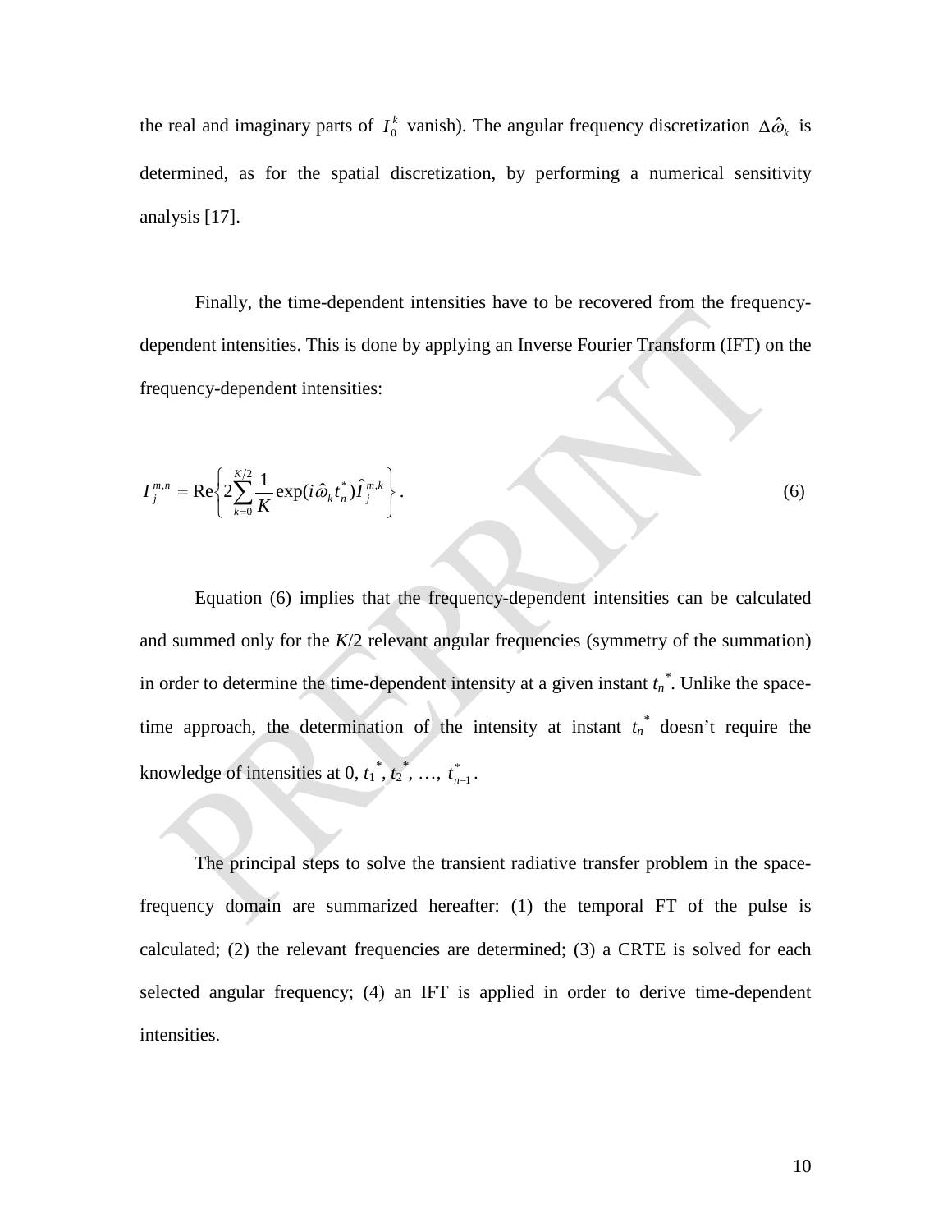the real and imaginary parts of $I_0^k$ vanish). The angular frequency discretization $\Delta\hat{\omega}_k$ is determined, as for the spatial discretization, by performing a numerical sensitivity analysis [17].

Finally, the time-dependent intensities have to be recovered from the frequency-dependent intensities. This is done by applying an Inverse Fourier Transform (IFT) on the frequency-dependent intensities:

$$I_j^{m,n} = \mathrm{Re}\left\{ 2\sum_{k=0}^{K/2} \frac{1}{K} \exp(i\hat{\omega}_k t_n^*) \hat{I}_j^{m,k} \right\}. \tag{6}$$

Equation (6) implies that the frequency-dependent intensities can be calculated and summed only for the $K/2$ relevant angular frequencies (symmetry of the summation) in order to determine the time-dependent intensity at a given instant $t_n^*$. Unlike the space-time approach, the determination of the intensity at instant $t_n^*$ doesn't require the knowledge of intensities at 0, $t_1^*$, $t_2^*$, …, $t_{n-1}^*$.

The principal steps to solve the transient radiative transfer problem in the space-frequency domain are summarized hereafter: (1) the temporal FT of the pulse is calculated; (2) the relevant frequencies are determined; (3) a CRTE is solved for each selected angular frequency; (4) an IFT is applied in order to derive time-dependent intensities.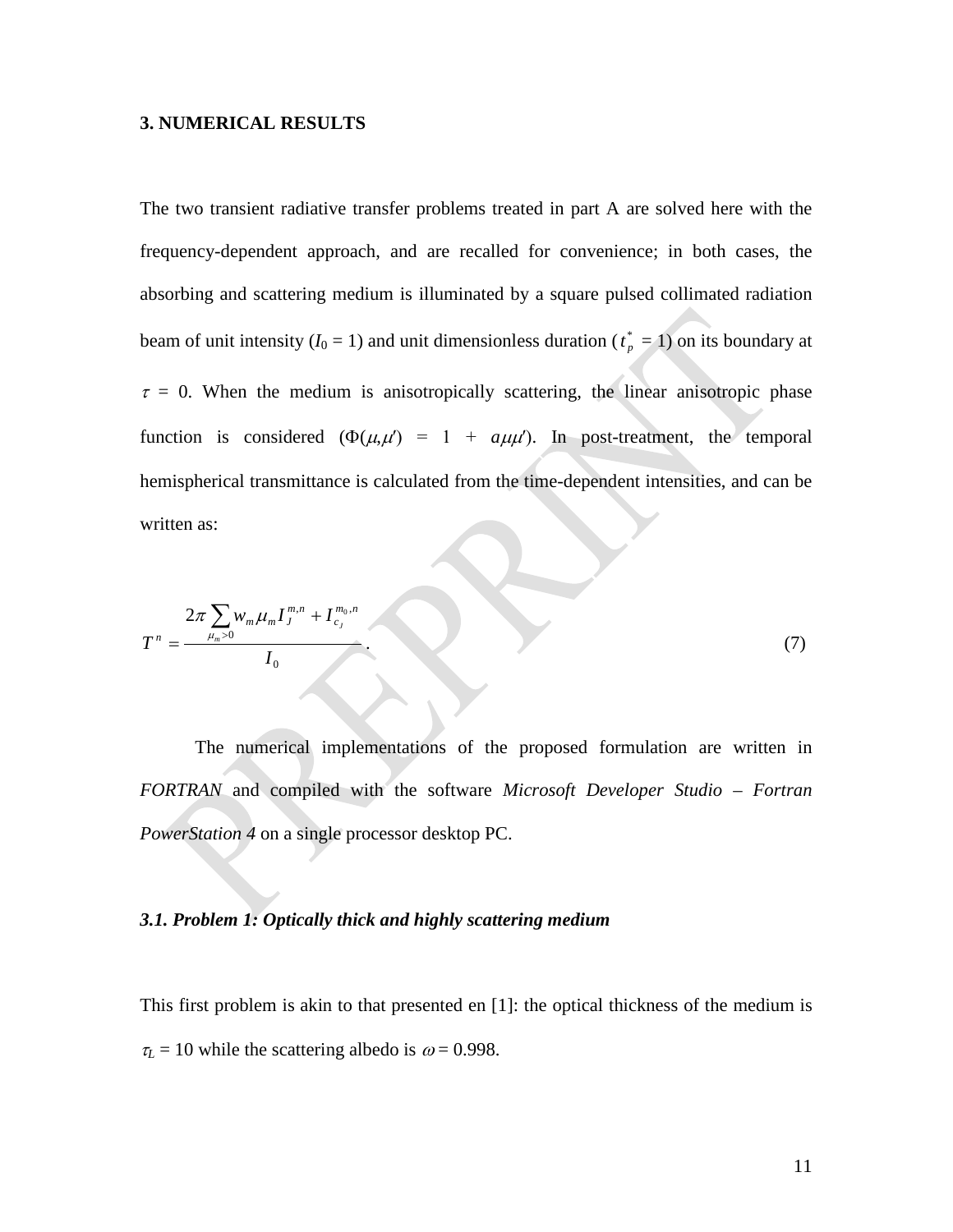## 3. NUMERICAL RESULTS

The two transient radiative transfer problems treated in part A are solved here with the frequency-dependent approach, and are recalled for convenience; in both cases, the absorbing and scattering medium is illuminated by a square pulsed collimated radiation beam of unit intensity ($I_0 = 1$) and unit dimensionless duration ($t_p^* = 1$) on its boundary at $\tau = 0$. When the medium is anisotropically scattering, the linear anisotropic phase function is considered ($\Phi(\mu,\mu') = 1 + a\mu\mu'$). In post-treatment, the temporal hemispherical transmittance is calculated from the time-dependent intensities, and can be written as:

$$T^n = \frac{2\pi \sum_{\mu_m > 0} w_m \mu_m I_J^{m,n} + I_{c_J}^{m_0,n}}{I_0}. \tag{7}$$

The numerical implementations of the proposed formulation are written in *FORTRAN* and compiled with the software *Microsoft Developer Studio – Fortran PowerStation 4* on a single processor desktop PC.

### *3.1. Problem 1: Optically thick and highly scattering medium*

This first problem is akin to that presented en [1]: the optical thickness of the medium is $\tau_L = 10$ while the scattering albedo is $\omega = 0.998$.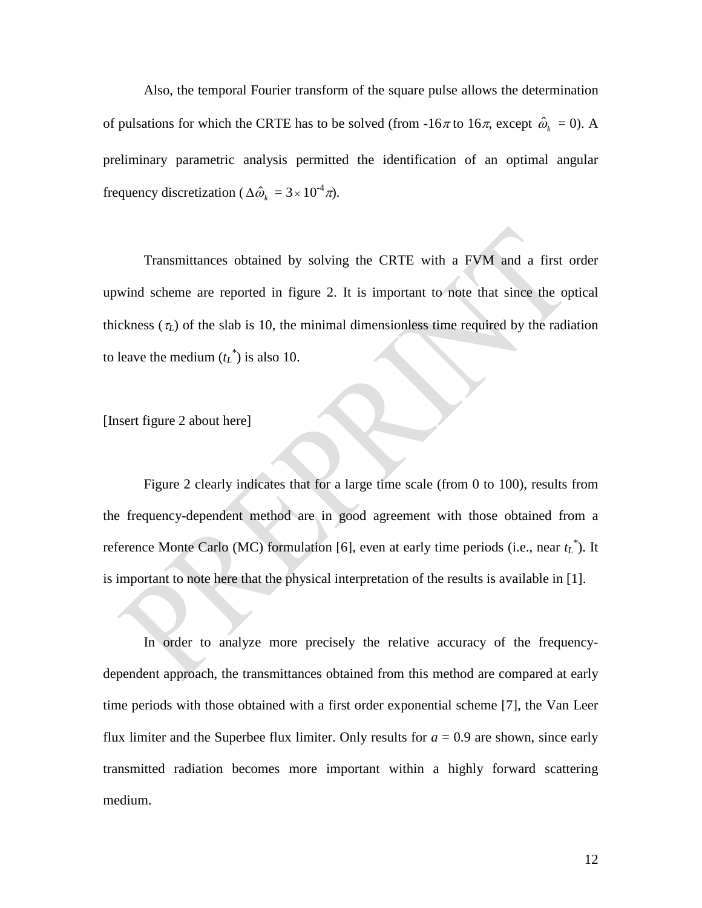Also, the temporal Fourier transform of the square pulse allows the determination of pulsations for which the CRTE has to be solved (from $-16\pi$ to $16\pi$, except $\hat{\omega}_k = 0$). A preliminary parametric analysis permitted the identification of an optimal angular frequency discretization ($\Delta\hat{\omega}_k = 3\times10^{-4}\pi$).

Transmittances obtained by solving the CRTE with a FVM and a first order upwind scheme are reported in figure 2. It is important to note that since the optical thickness ($\tau_L$) of the slab is 10, the minimal dimensionless time required by the radiation to leave the medium ($t_L^*$) is also 10.

[Insert figure 2 about here]

Figure 2 clearly indicates that for a large time scale (from 0 to 100), results from the frequency-dependent method are in good agreement with those obtained from a reference Monte Carlo (MC) formulation [6], even at early time periods (i.e., near $t_L^*$). It is important to note here that the physical interpretation of the results is available in [1].

In order to analyze more precisely the relative accuracy of the frequency-dependent approach, the transmittances obtained from this method are compared at early time periods with those obtained with a first order exponential scheme [7], the Van Leer flux limiter and the Superbee flux limiter. Only results for $a = 0.9$ are shown, since early transmitted radiation becomes more important within a highly forward scattering medium.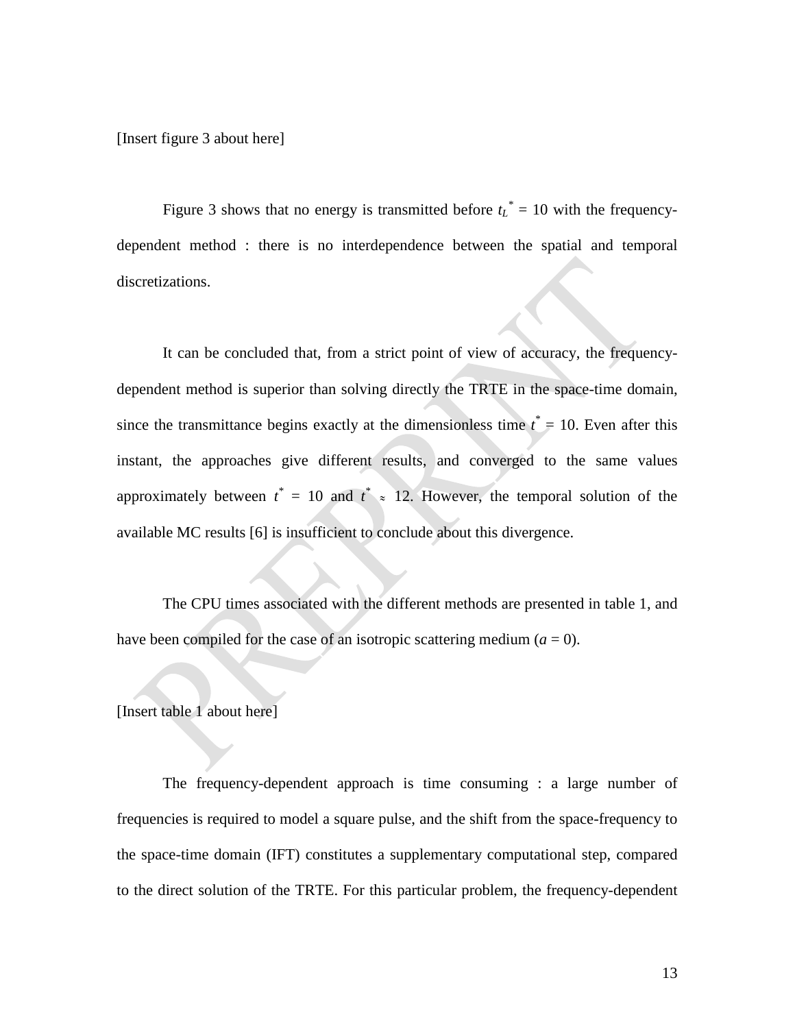[Insert figure 3 about here]

Figure 3 shows that no energy is transmitted before $t_L^* = 10$ with the frequency-dependent method : there is no interdependence between the spatial and temporal discretizations.

It can be concluded that, from a strict point of view of accuracy, the frequency-dependent method is superior than solving directly the TRTE in the space-time domain, since the transmittance begins exactly at the dimensionless time $t^* = 10$. Even after this instant, the approaches give different results, and converged to the same values approximately between $t^* = 10$ and $t^* \approx 12$. However, the temporal solution of the available MC results [6] is insufficient to conclude about this divergence.

The CPU times associated with the different methods are presented in table 1, and have been compiled for the case of an isotropic scattering medium ($a = 0$).

[Insert table 1 about here]

The frequency-dependent approach is time consuming : a large number of frequencies is required to model a square pulse, and the shift from the space-frequency to the space-time domain (IFT) constitutes a supplementary computational step, compared to the direct solution of the TRTE. For this particular problem, the frequency-dependent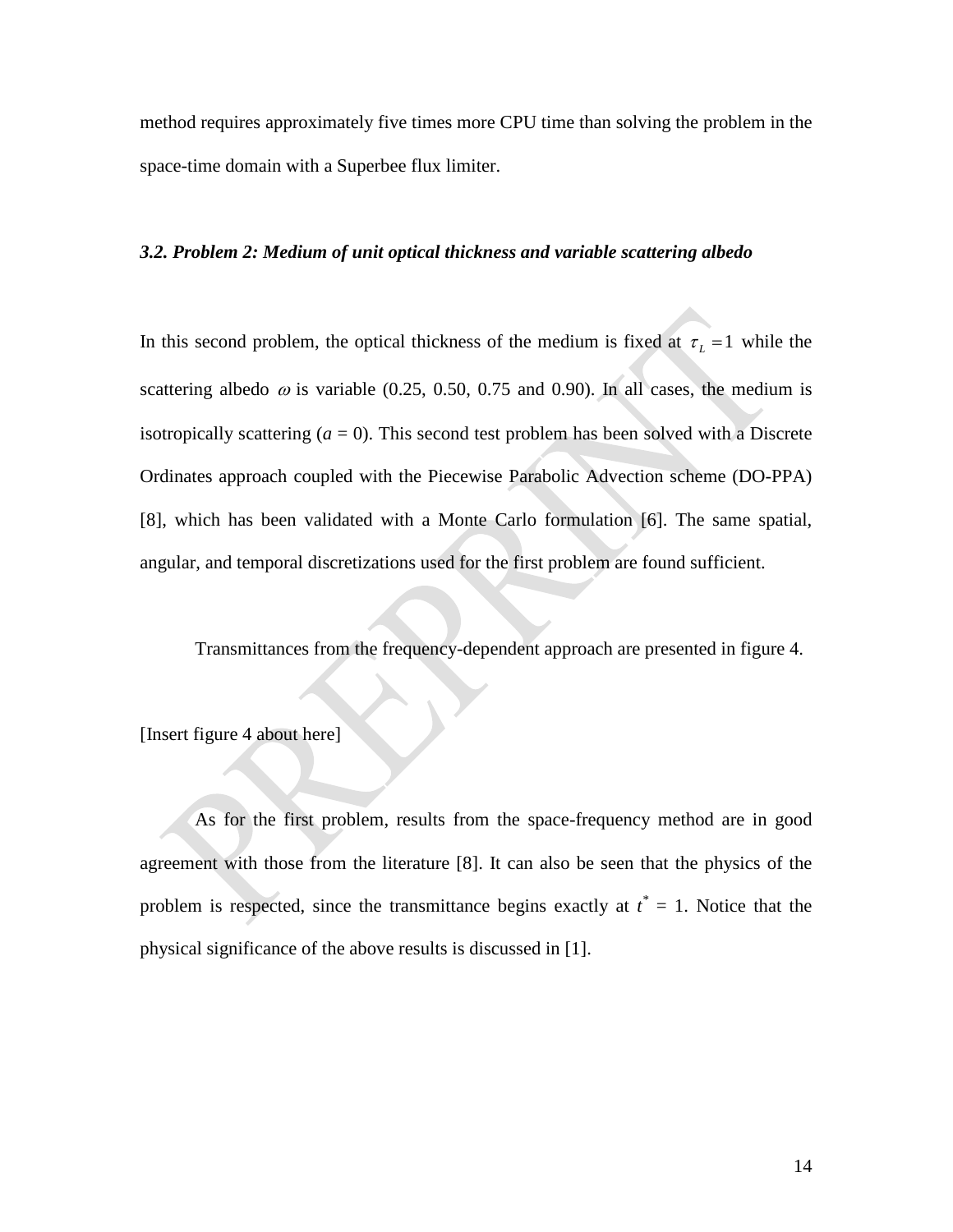method requires approximately five times more CPU time than solving the problem in the space-time domain with a Superbee flux limiter.

### *3.2. Problem 2: Medium of unit optical thickness and variable scattering albedo*

In this second problem, the optical thickness of the medium is fixed at $\tau_L = 1$ while the scattering albedo $\omega$ is variable (0.25, 0.50, 0.75 and 0.90). In all cases, the medium is isotropically scattering ($a$ = 0). This second test problem has been solved with a Discrete Ordinates approach coupled with the Piecewise Parabolic Advection scheme (DO-PPA) [8], which has been validated with a Monte Carlo formulation [6]. The same spatial, angular, and temporal discretizations used for the first problem are found sufficient.

Transmittances from the frequency-dependent approach are presented in figure 4.

[Insert figure 4 about here]

As for the first problem, results from the space-frequency method are in good agreement with those from the literature [8]. It can also be seen that the physics of the problem is respected, since the transmittance begins exactly at $t^*$ = 1. Notice that the physical significance of the above results is discussed in [1].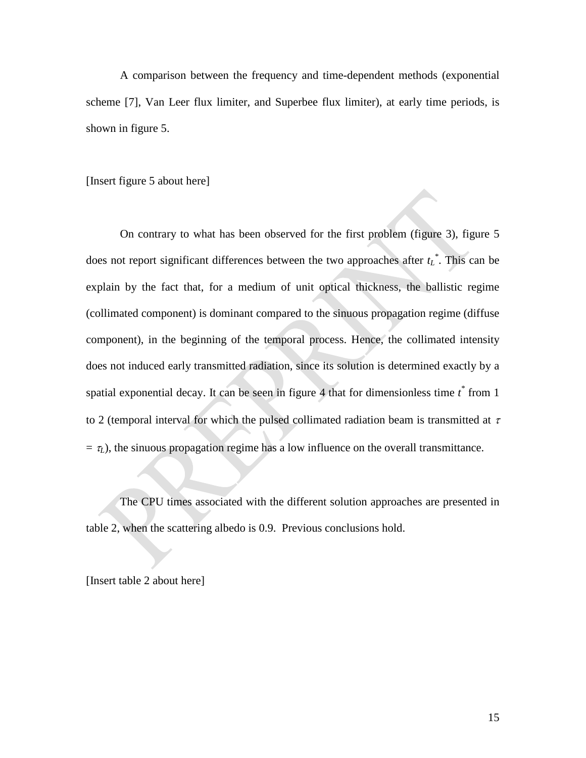A comparison between the frequency and time-dependent methods (exponential scheme [7], Van Leer flux limiter, and Superbee flux limiter), at early time periods, is shown in figure 5.

[Insert figure 5 about here]

On contrary to what has been observed for the first problem (figure 3), figure 5 does not report significant differences between the two approaches after $t_L^*$. This can be explain by the fact that, for a medium of unit optical thickness, the ballistic regime (collimated component) is dominant compared to the sinuous propagation regime (diffuse component), in the beginning of the temporal process. Hence, the collimated intensity does not induced early transmitted radiation, since its solution is determined exactly by a spatial exponential decay. It can be seen in figure 4 that for dimensionless time $t^*$ from 1 to 2 (temporal interval for which the pulsed collimated radiation beam is transmitted at $\tau = \tau_L$), the sinuous propagation regime has a low influence on the overall transmittance.

The CPU times associated with the different solution approaches are presented in table 2, when the scattering albedo is 0.9. Previous conclusions hold.

[Insert table 2 about here]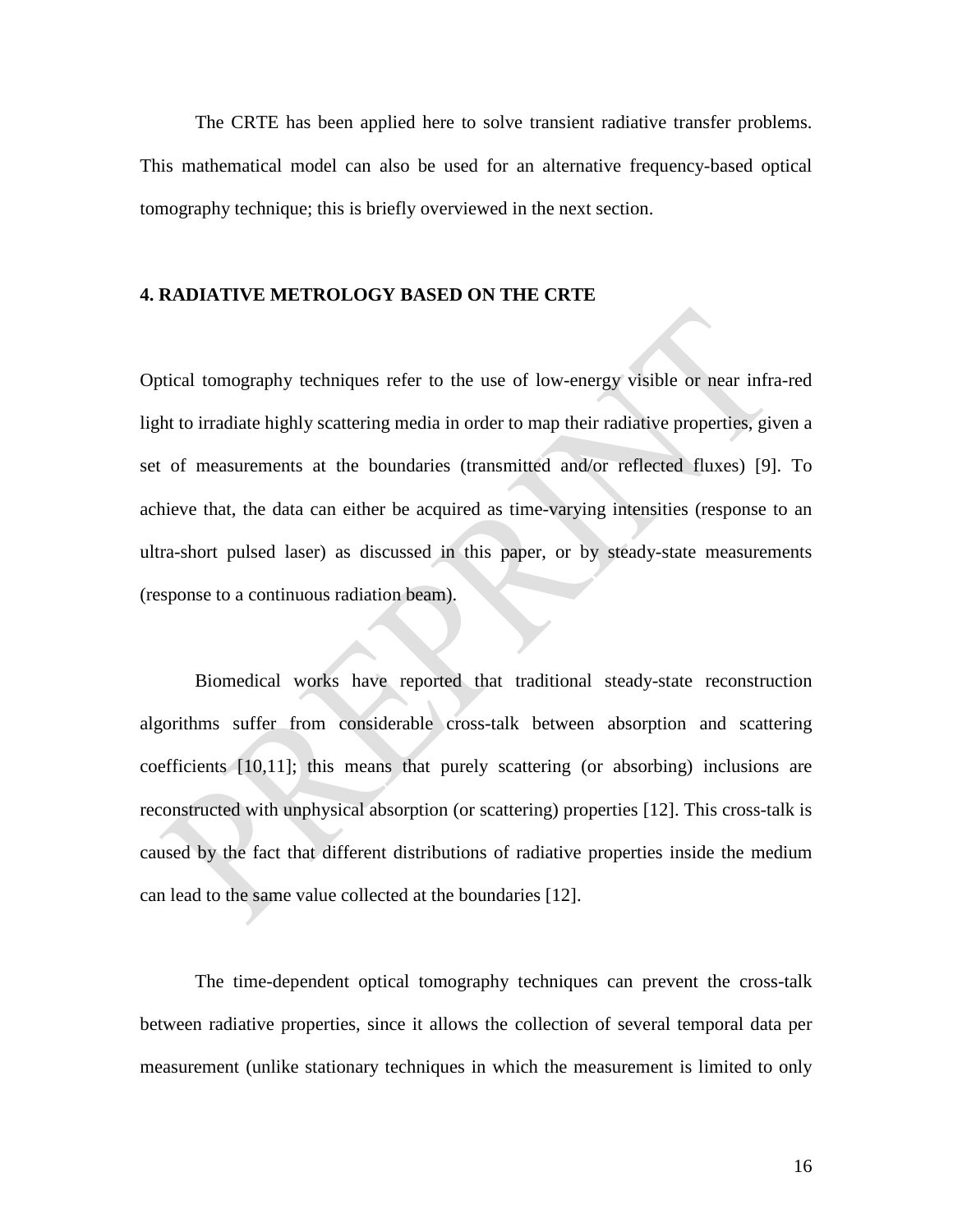The CRTE has been applied here to solve transient radiative transfer problems. This mathematical model can also be used for an alternative frequency-based optical tomography technique; this is briefly overviewed in the next section.

## 4. RADIATIVE METROLOGY BASED ON THE CRTE

Optical tomography techniques refer to the use of low-energy visible or near infra-red light to irradiate highly scattering media in order to map their radiative properties, given a set of measurements at the boundaries (transmitted and/or reflected fluxes) [9]. To achieve that, the data can either be acquired as time-varying intensities (response to an ultra-short pulsed laser) as discussed in this paper, or by steady-state measurements (response to a continuous radiation beam).

Biomedical works have reported that traditional steady-state reconstruction algorithms suffer from considerable cross-talk between absorption and scattering coefficients [10,11]; this means that purely scattering (or absorbing) inclusions are reconstructed with unphysical absorption (or scattering) properties [12]. This cross-talk is caused by the fact that different distributions of radiative properties inside the medium can lead to the same value collected at the boundaries [12].

The time-dependent optical tomography techniques can prevent the cross-talk between radiative properties, since it allows the collection of several temporal data per measurement (unlike stationary techniques in which the measurement is limited to only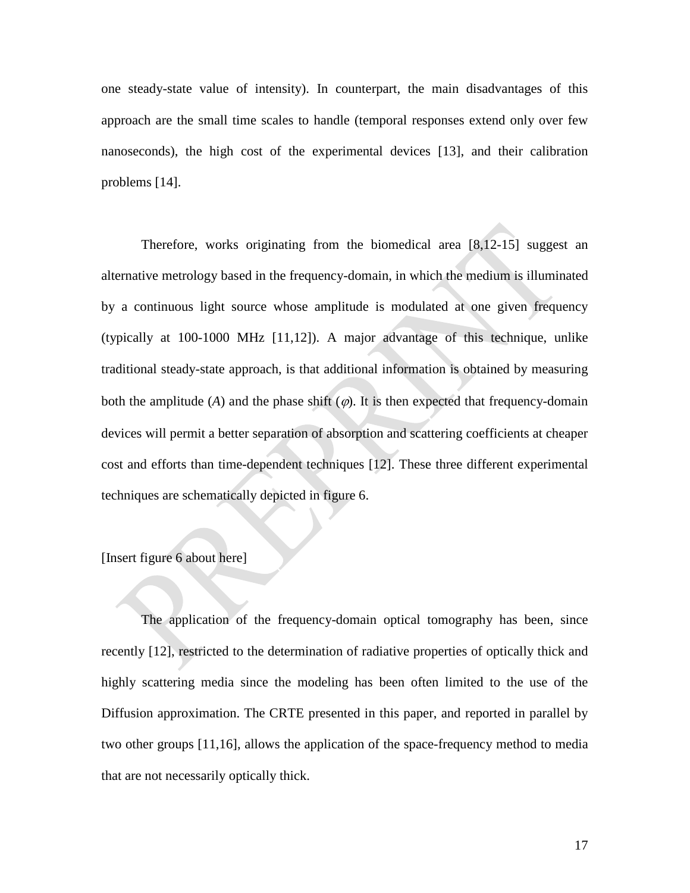one steady-state value of intensity). In counterpart, the main disadvantages of this approach are the small time scales to handle (temporal responses extend only over few nanoseconds), the high cost of the experimental devices [13], and their calibration problems [14].

Therefore, works originating from the biomedical area [8,12-15] suggest an alternative metrology based in the frequency-domain, in which the medium is illuminated by a continuous light source whose amplitude is modulated at one given frequency (typically at 100-1000 MHz [11,12]). A major advantage of this technique, unlike traditional steady-state approach, is that additional information is obtained by measuring both the amplitude ($A$) and the phase shift ($\varphi$). It is then expected that frequency-domain devices will permit a better separation of absorption and scattering coefficients at cheaper cost and efforts than time-dependent techniques [12]. These three different experimental techniques are schematically depicted in figure 6.

[Insert figure 6 about here]

The application of the frequency-domain optical tomography has been, since recently [12], restricted to the determination of radiative properties of optically thick and highly scattering media since the modeling has been often limited to the use of the Diffusion approximation. The CRTE presented in this paper, and reported in parallel by two other groups [11,16], allows the application of the space-frequency method to media that are not necessarily optically thick.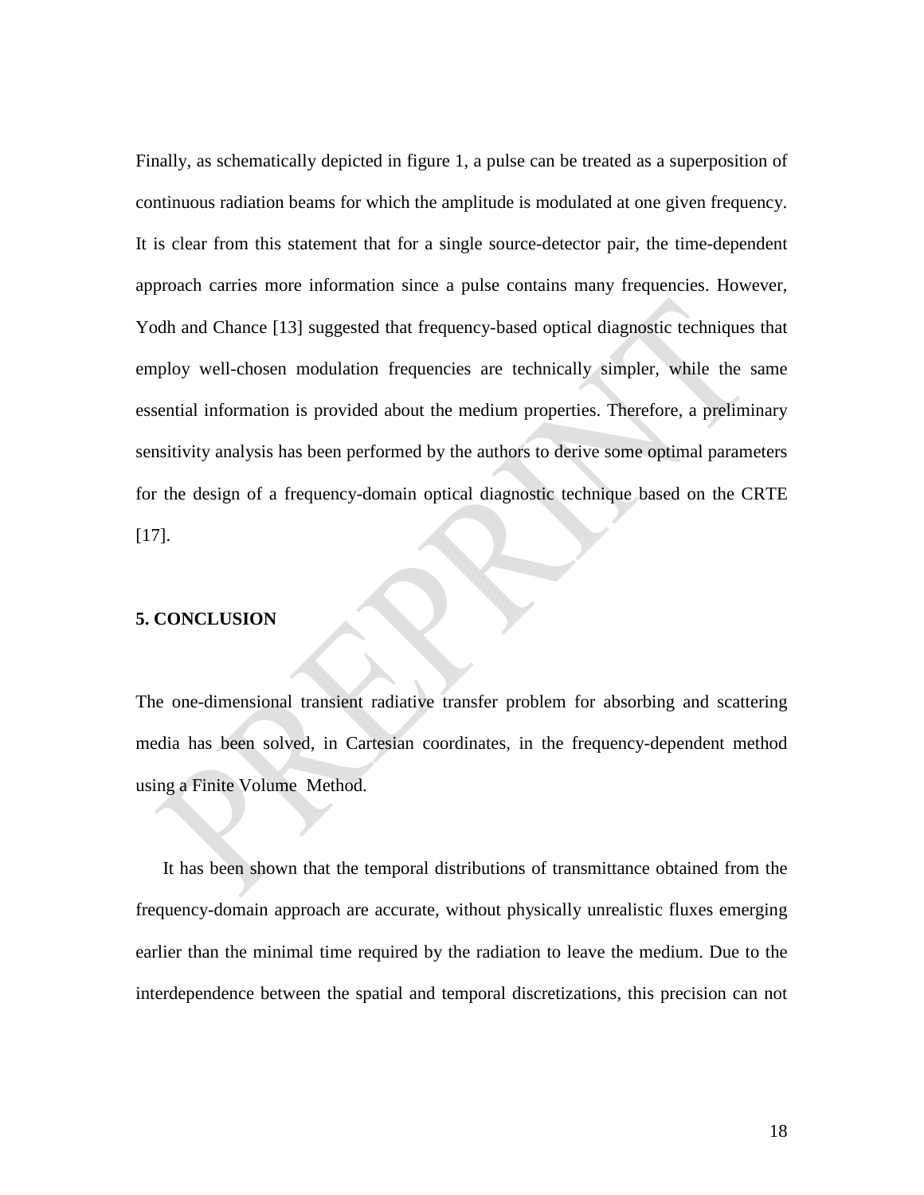Finally, as schematically depicted in figure 1, a pulse can be treated as a superposition of continuous radiation beams for which the amplitude is modulated at one given frequency. It is clear from this statement that for a single source-detector pair, the time-dependent approach carries more information since a pulse contains many frequencies. However, Yodh and Chance [13] suggested that frequency-based optical diagnostic techniques that employ well-chosen modulation frequencies are technically simpler, while the same essential information is provided about the medium properties. Therefore, a preliminary sensitivity analysis has been performed by the authors to derive some optimal parameters for the design of a frequency-domain optical diagnostic technique based on the CRTE [17].

## 5. CONCLUSION

The one-dimensional transient radiative transfer problem for absorbing and scattering media has been solved, in Cartesian coordinates, in the frequency-dependent method using a Finite Volume Method.

It has been shown that the temporal distributions of transmittance obtained from the frequency-domain approach are accurate, without physically unrealistic fluxes emerging earlier than the minimal time required by the radiation to leave the medium. Due to the interdependence between the spatial and temporal discretizations, this precision can not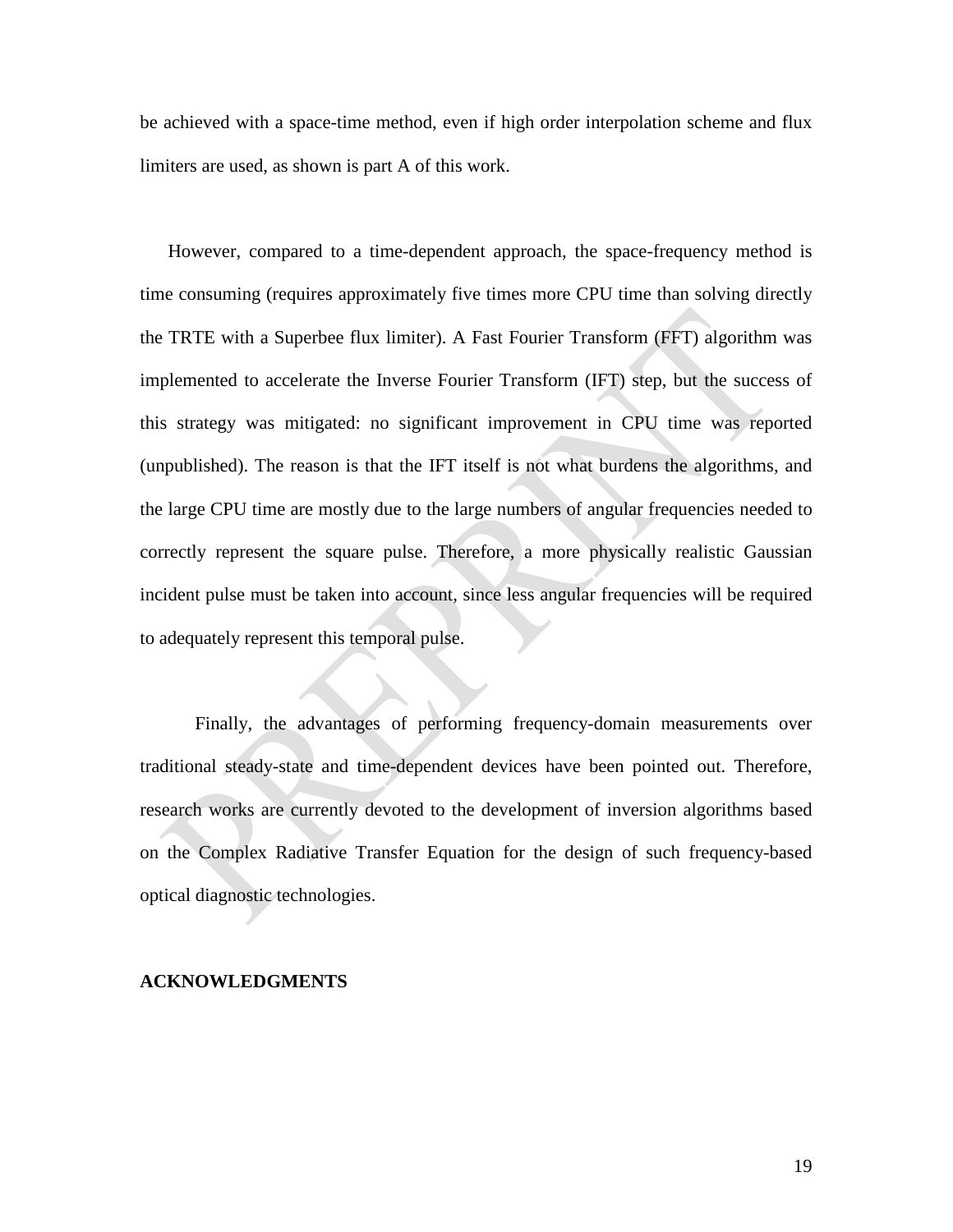be achieved with a space-time method, even if high order interpolation scheme and flux limiters are used, as shown is part A of this work.

However, compared to a time-dependent approach, the space-frequency method is time consuming (requires approximately five times more CPU time than solving directly the TRTE with a Superbee flux limiter). A Fast Fourier Transform (FFT) algorithm was implemented to accelerate the Inverse Fourier Transform (IFT) step, but the success of this strategy was mitigated: no significant improvement in CPU time was reported (unpublished). The reason is that the IFT itself is not what burdens the algorithms, and the large CPU time are mostly due to the large numbers of angular frequencies needed to correctly represent the square pulse. Therefore, a more physically realistic Gaussian incident pulse must be taken into account, since less angular frequencies will be required to adequately represent this temporal pulse.

Finally, the advantages of performing frequency-domain measurements over traditional steady-state and time-dependent devices have been pointed out. Therefore, research works are currently devoted to the development of inversion algorithms based on the Complex Radiative Transfer Equation for the design of such frequency-based optical diagnostic technologies.

**ACKNOWLEDGMENTS**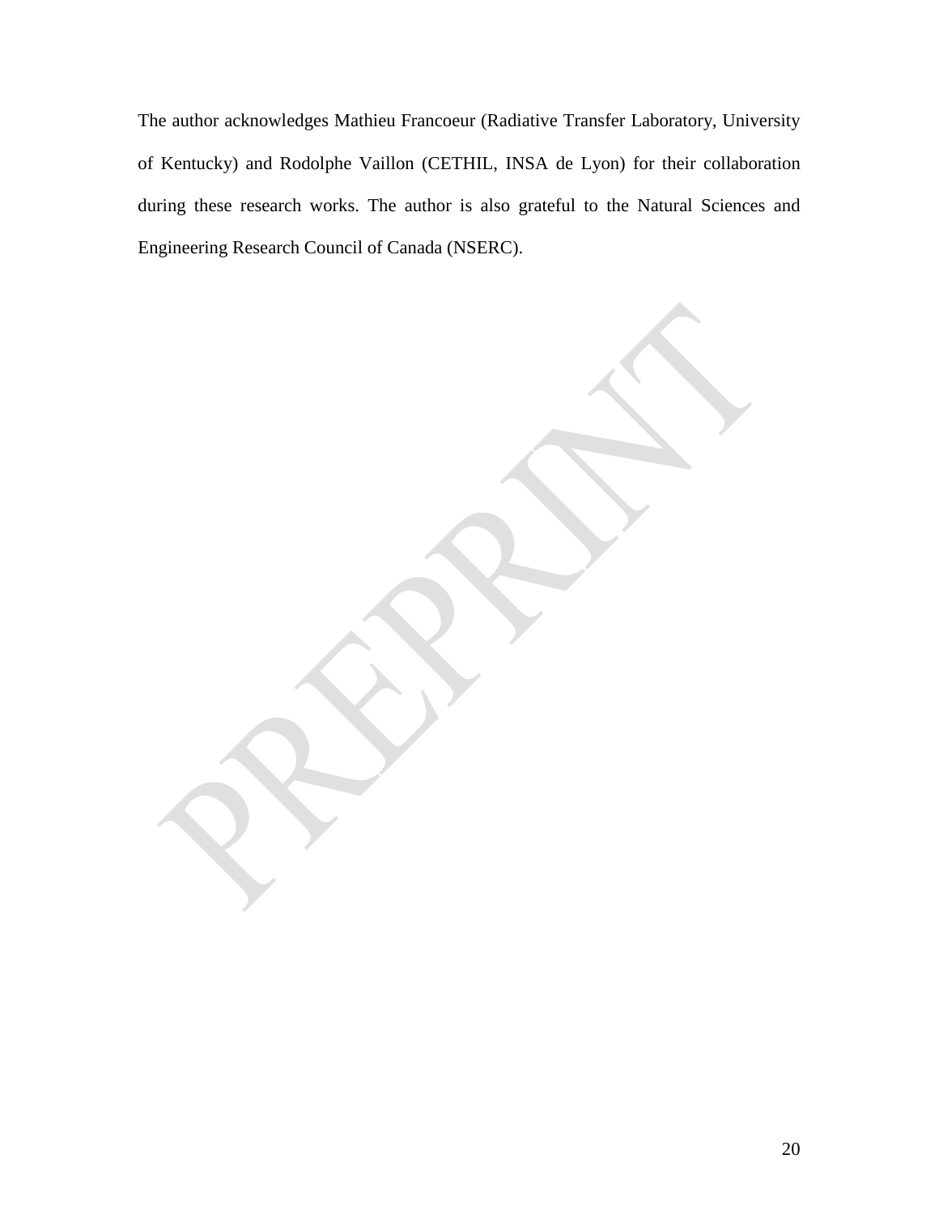The author acknowledges Mathieu Francoeur (Radiative Transfer Laboratory, University of Kentucky) and Rodolphe Vaillon (CETHIL, INSA de Lyon) for their collaboration during these research works. The author is also grateful to the Natural Sciences and Engineering Research Council of Canada (NSERC).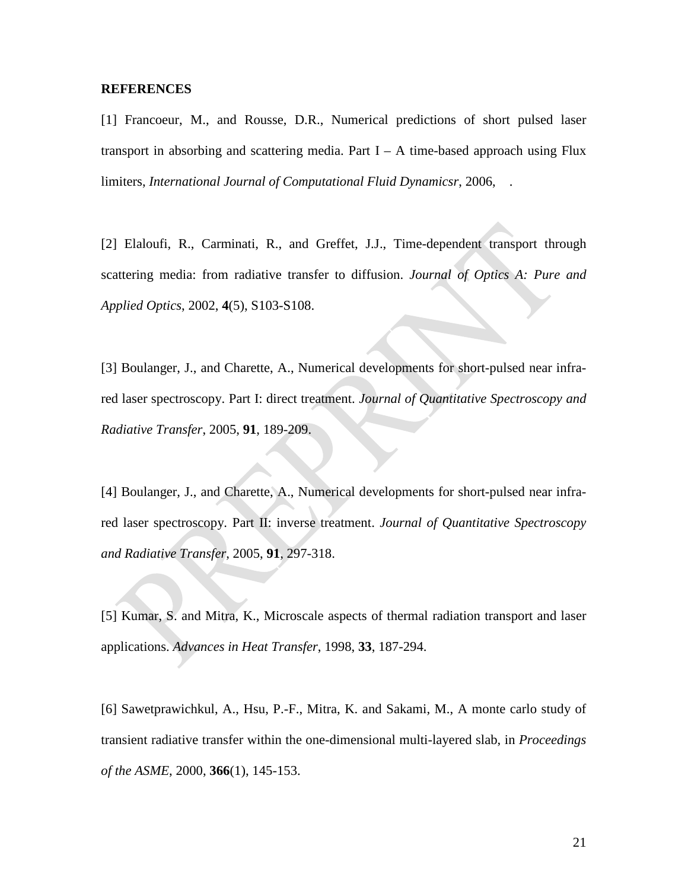**REFERENCES**

[1] Francoeur, M., and Rousse, D.R., Numerical predictions of short pulsed laser transport in absorbing and scattering media. Part I – A time-based approach using Flux limiters, *International Journal of Computational Fluid Dynamicsr*, 2006, .

[2] Elaloufi, R., Carminati, R., and Greffet, J.J., Time-dependent transport through scattering media: from radiative transfer to diffusion. *Journal of Optics A: Pure and Applied Optics*, 2002, **4**(5), S103-S108.

[3] Boulanger, J., and Charette, A., Numerical developments for short-pulsed near infra-red laser spectroscopy. Part I: direct treatment. *Journal of Quantitative Spectroscopy and Radiative Transfer*, 2005, **91**, 189-209.

[4] Boulanger, J., and Charette, A., Numerical developments for short-pulsed near infra-red laser spectroscopy. Part II: inverse treatment. *Journal of Quantitative Spectroscopy and Radiative Transfer*, 2005, **91**, 297-318.

[5] Kumar, S. and Mitra, K., Microscale aspects of thermal radiation transport and laser applications. *Advances in Heat Transfer*, 1998, **33**, 187-294.

[6] Sawetprawichkul, A., Hsu, P.-F., Mitra, K. and Sakami, M., A monte carlo study of transient radiative transfer within the one-dimensional multi-layered slab, in *Proceedings of the ASME*, 2000, **366**(1), 145-153.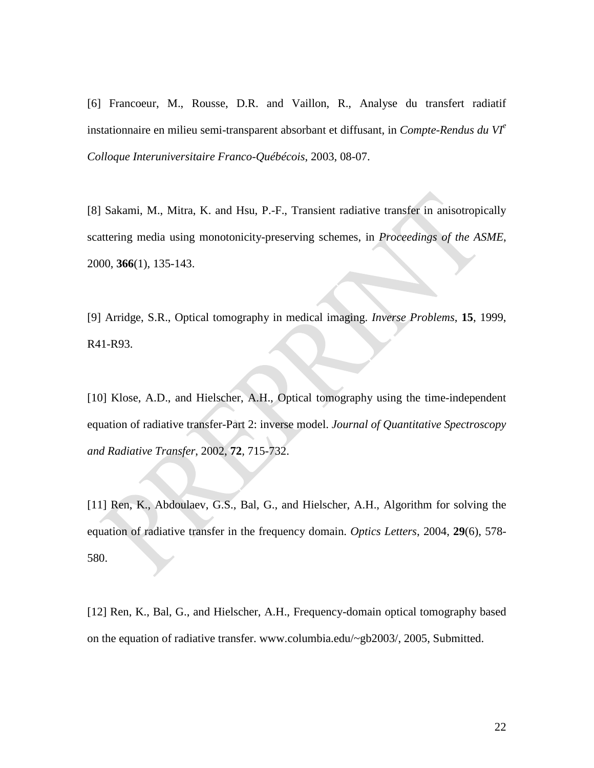[6] Francoeur, M., Rousse, D.R. and Vaillon, R., Analyse du transfert radiatif instationnaire en milieu semi-transparent absorbant et diffusant, in *Compte-Rendus du VI[e] Colloque Interuniversitaire Franco-Québécois*, 2003, 08-07.

[8] Sakami, M., Mitra, K. and Hsu, P.-F., Transient radiative transfer in anisotropically scattering media using monotonicity-preserving schemes, in *Proceedings of the ASME*, 2000, **366**(1), 135-143.

[9] Arridge, S.R., Optical tomography in medical imaging. *Inverse Problems*, **15**, 1999, R41-R93.

[10] Klose, A.D., and Hielscher, A.H., Optical tomography using the time-independent equation of radiative transfer-Part 2: inverse model. *Journal of Quantitative Spectroscopy and Radiative Transfer*, 2002, **72**, 715-732.

[11] Ren, K., Abdoulaev, G.S., Bal, G., and Hielscher, A.H., Algorithm for solving the equation of radiative transfer in the frequency domain. *Optics Letters*, 2004, **29**(6), 578-580.

[12] Ren, K., Bal, G., and Hielscher, A.H., Frequency-domain optical tomography based on the equation of radiative transfer. www.columbia.edu/~gb2003/, 2005, Submitted.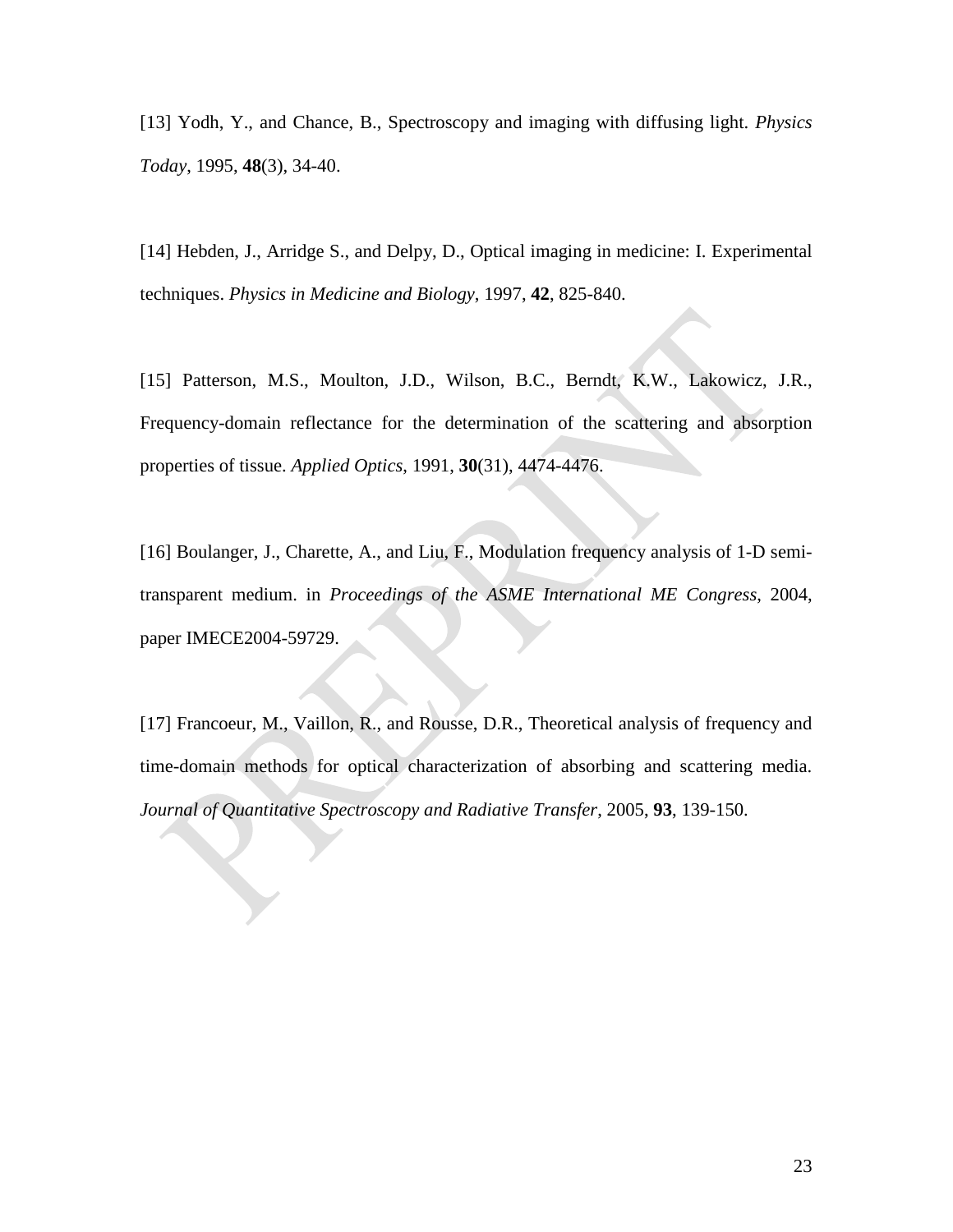[13] Yodh, Y., and Chance, B., Spectroscopy and imaging with diffusing light. *Physics Today*, 1995, **48**(3), 34-40.

[14] Hebden, J., Arridge S., and Delpy, D., Optical imaging in medicine: I. Experimental techniques. *Physics in Medicine and Biology*, 1997, **42**, 825-840.

[15] Patterson, M.S., Moulton, J.D., Wilson, B.C., Berndt, K.W., Lakowicz, J.R., Frequency-domain reflectance for the determination of the scattering and absorption properties of tissue. *Applied Optics*, 1991, **30**(31), 4474-4476.

[16] Boulanger, J., Charette, A., and Liu, F., Modulation frequency analysis of 1-D semi-transparent medium. in *Proceedings of the ASME International ME Congress*, 2004, paper IMECE2004-59729.

[17] Francoeur, M., Vaillon, R., and Rousse, D.R., Theoretical analysis of frequency and time-domain methods for optical characterization of absorbing and scattering media. *Journal of Quantitative Spectroscopy and Radiative Transfer*, 2005, **93**, 139-150.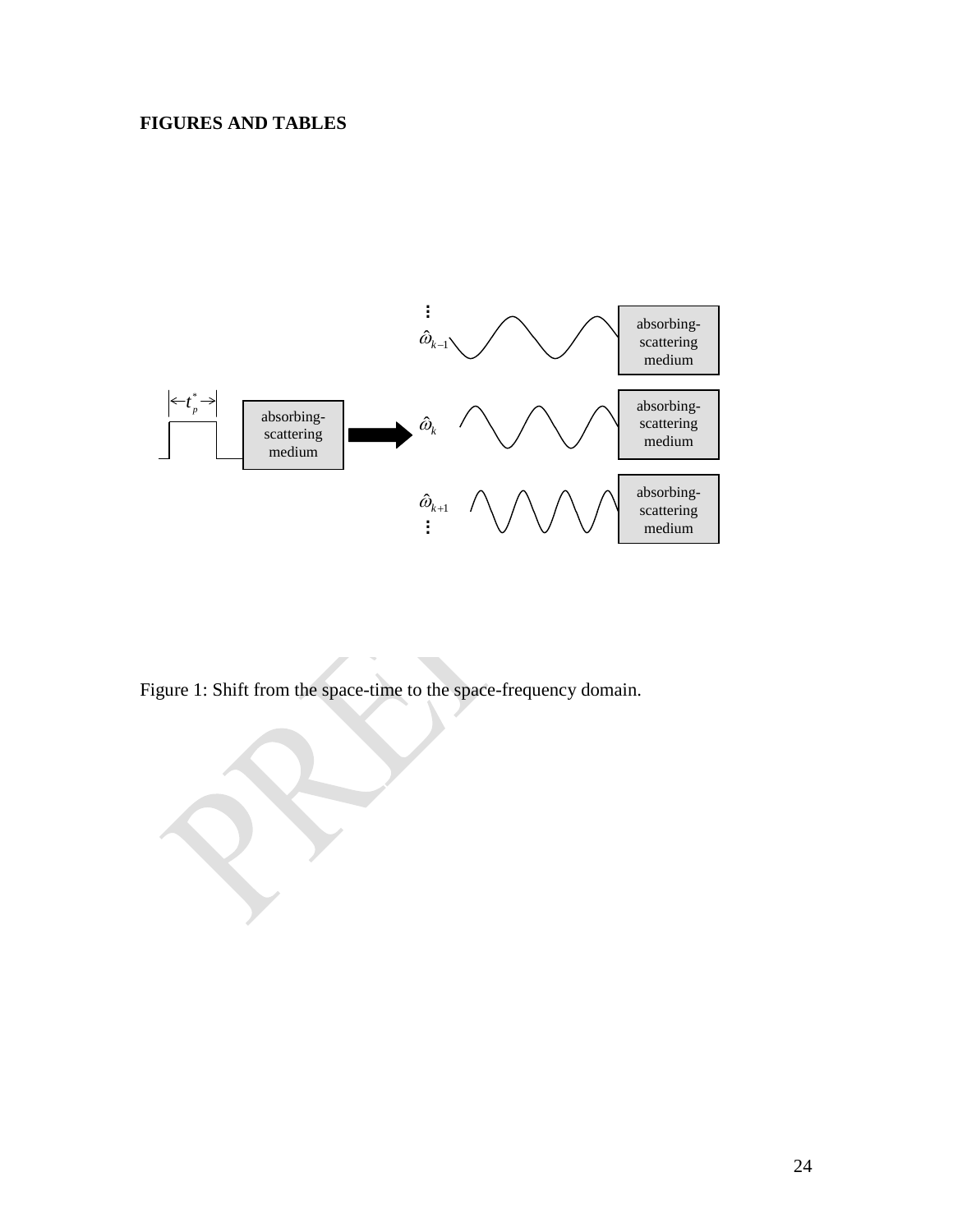**FIGURES AND TABLES**

Figure 1: Shift from the space-time to the space-frequency domain.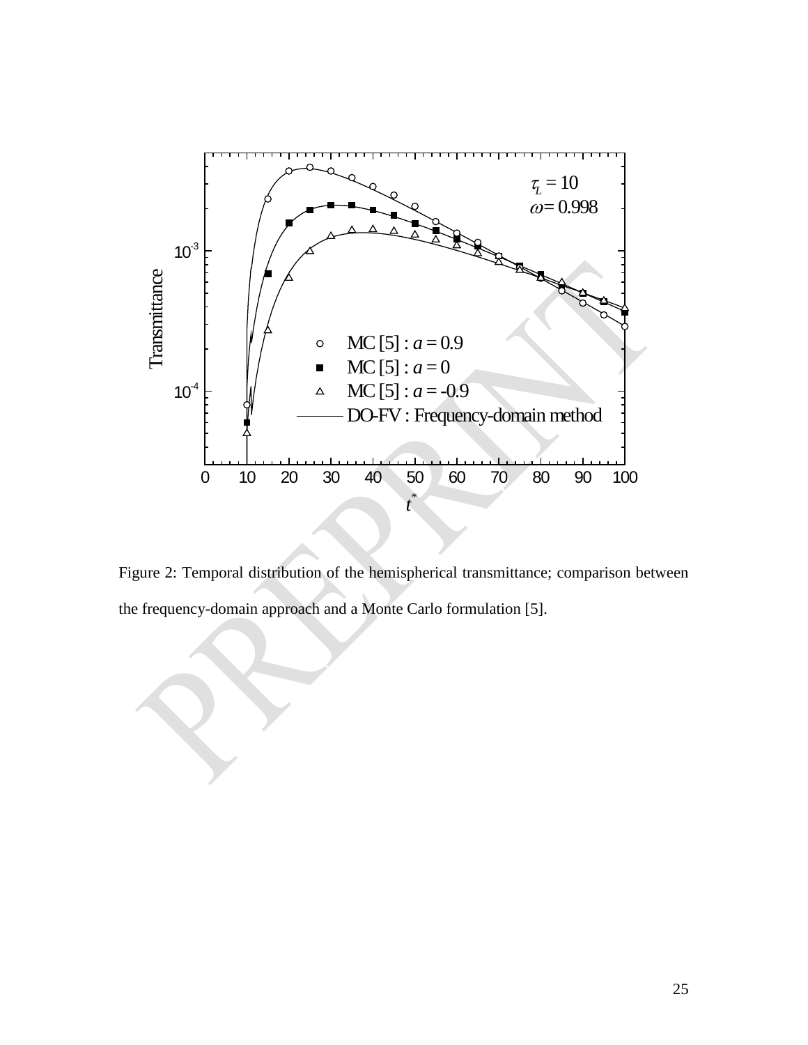Figure 2: Temporal distribution of the hemispherical transmittance; comparison between the frequency-domain approach and a Monte Carlo formulation [5].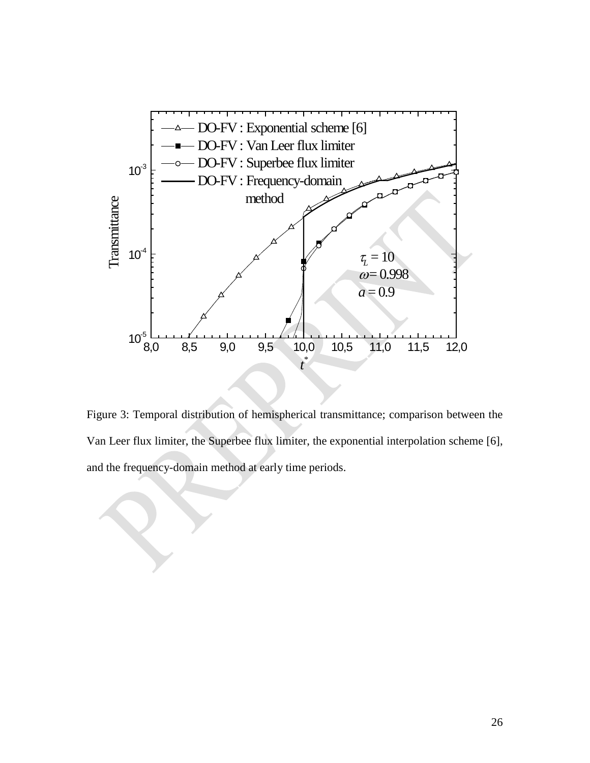Figure 3: Temporal distribution of hemispherical transmittance; comparison between the Van Leer flux limiter, the Superbee flux limiter, the exponential interpolation scheme [6], and the frequency-domain method at early time periods.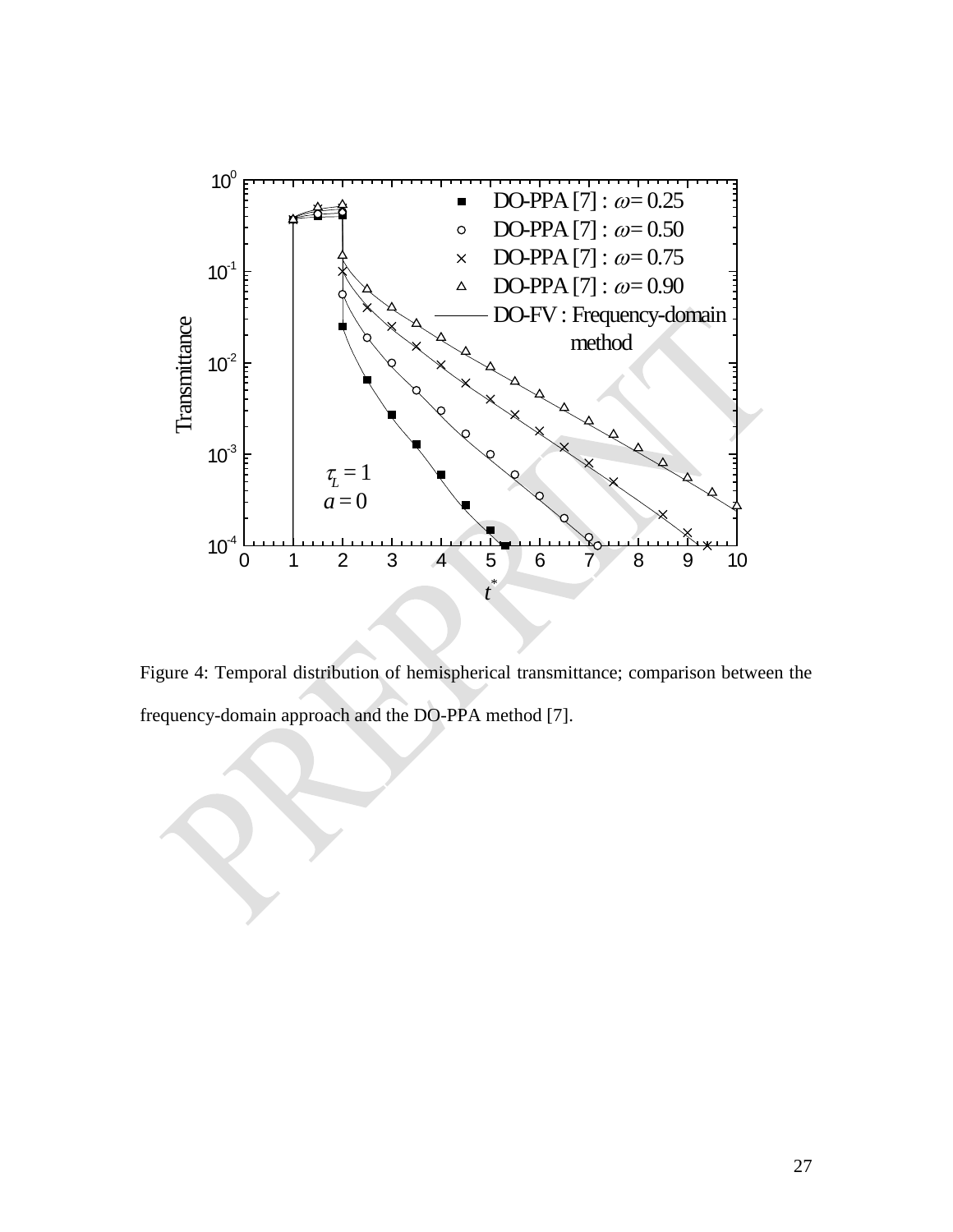Figure 4: Temporal distribution of hemispherical transmittance; comparison between the frequency-domain approach and the DO-PPA method [7].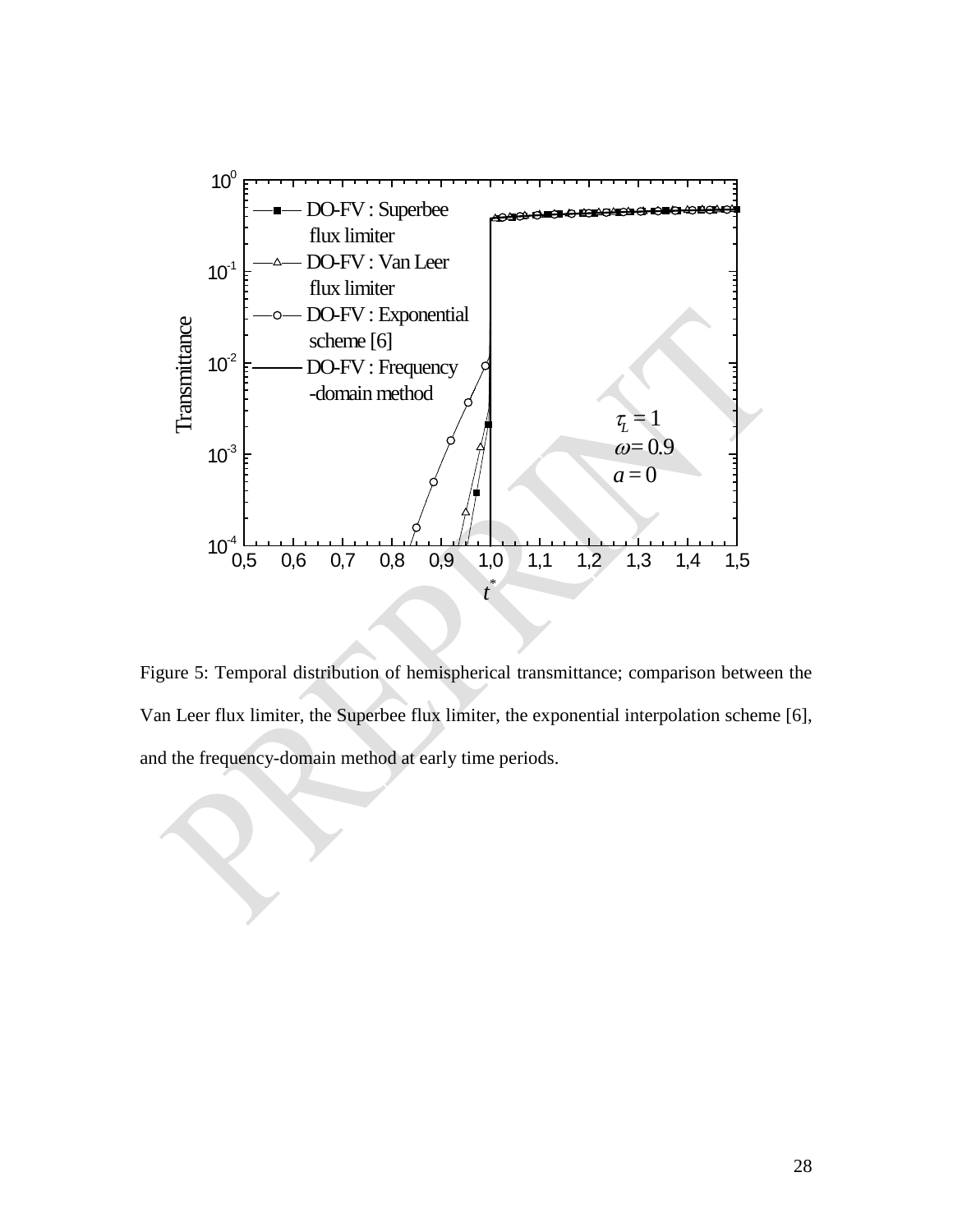Figure 5: Temporal distribution of hemispherical transmittance; comparison between the Van Leer flux limiter, the Superbee flux limiter, the exponential interpolation scheme [6], and the frequency-domain method at early time periods.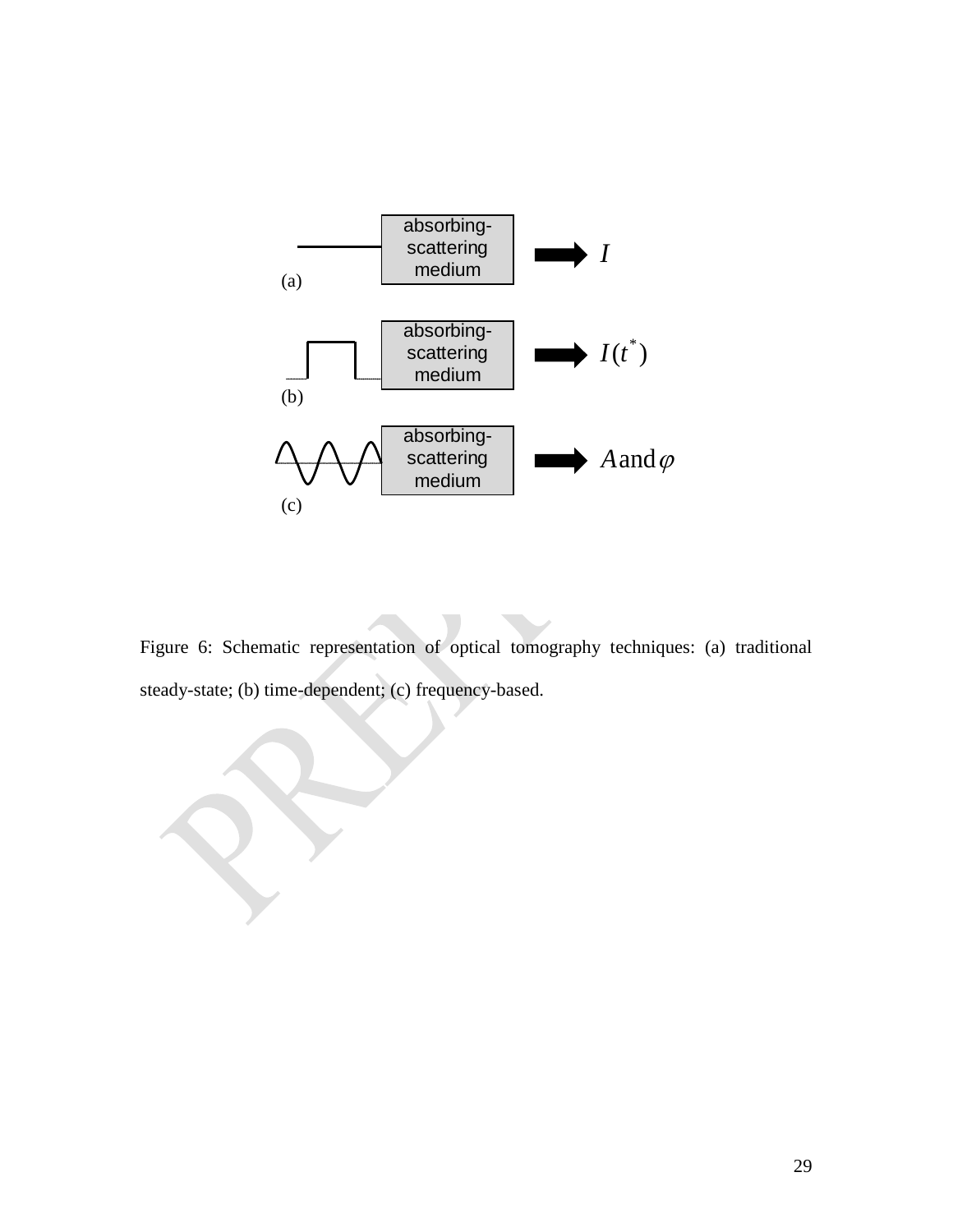Figure 6: Schematic representation of optical tomography techniques: (a) traditional steady-state; (b) time-dependent; (c) frequency-based.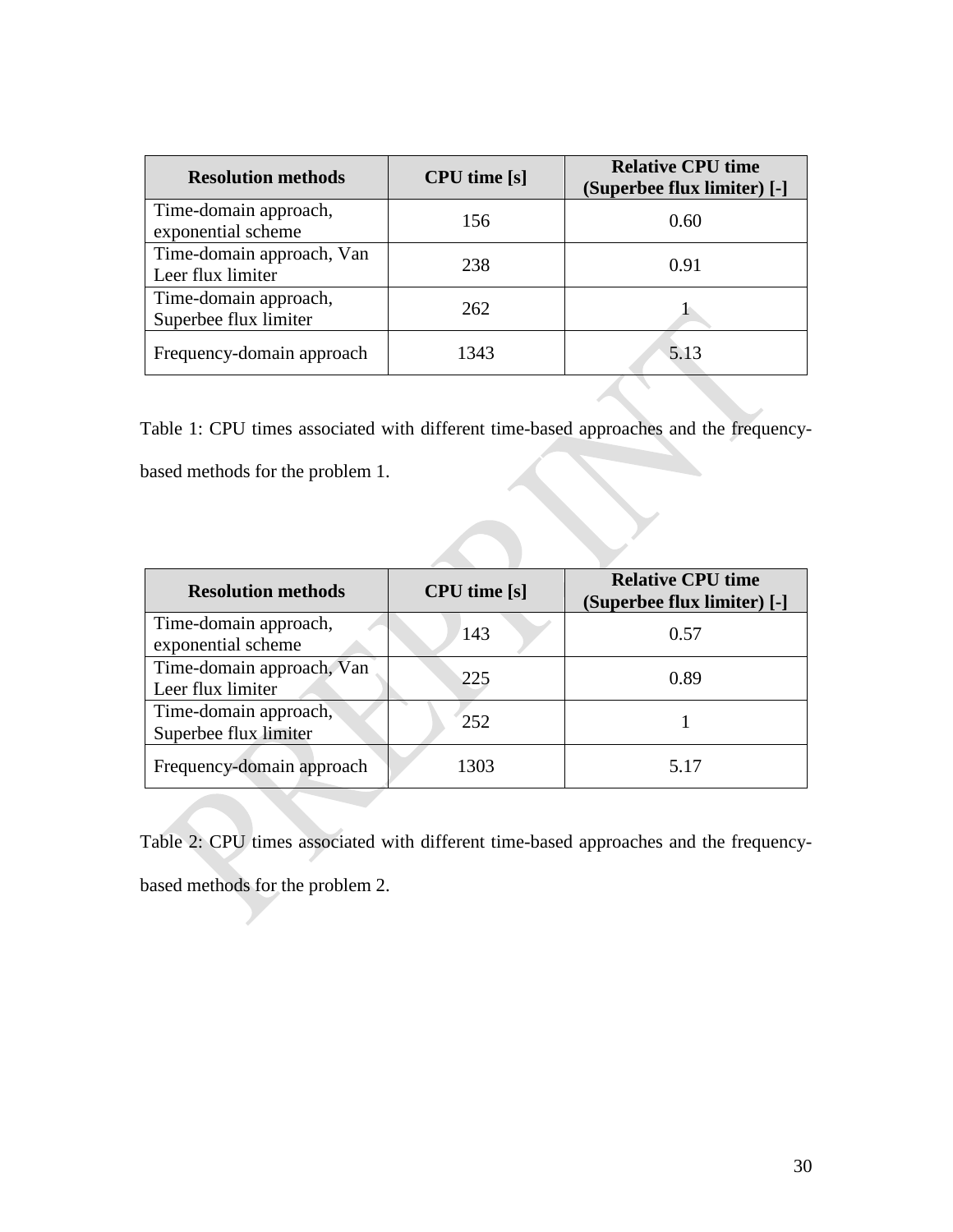| Resolution methods | CPU time [s] | Relative CPU time (Superbee flux limiter) [-] |
|---|---|---|
| Time-domain approach, exponential scheme | 156 | 0.60 |
| Time-domain approach, Van Leer flux limiter | 238 | 0.91 |
| Time-domain approach, Superbee flux limiter | 262 | 1 |
| Frequency-domain approach | 1343 | 5.13 |

Table 1: CPU times associated with different time-based approaches and the frequency-based methods for the problem 1.

| Resolution methods | CPU time [s] | Relative CPU time (Superbee flux limiter) [-] |
|---|---|---|
| Time-domain approach, exponential scheme | 143 | 0.57 |
| Time-domain approach, Van Leer flux limiter | 225 | 0.89 |
| Time-domain approach, Superbee flux limiter | 252 | 1 |
| Frequency-domain approach | 1303 | 5.17 |

Table 2: CPU times associated with different time-based approaches and the frequency-based methods for the problem 2.